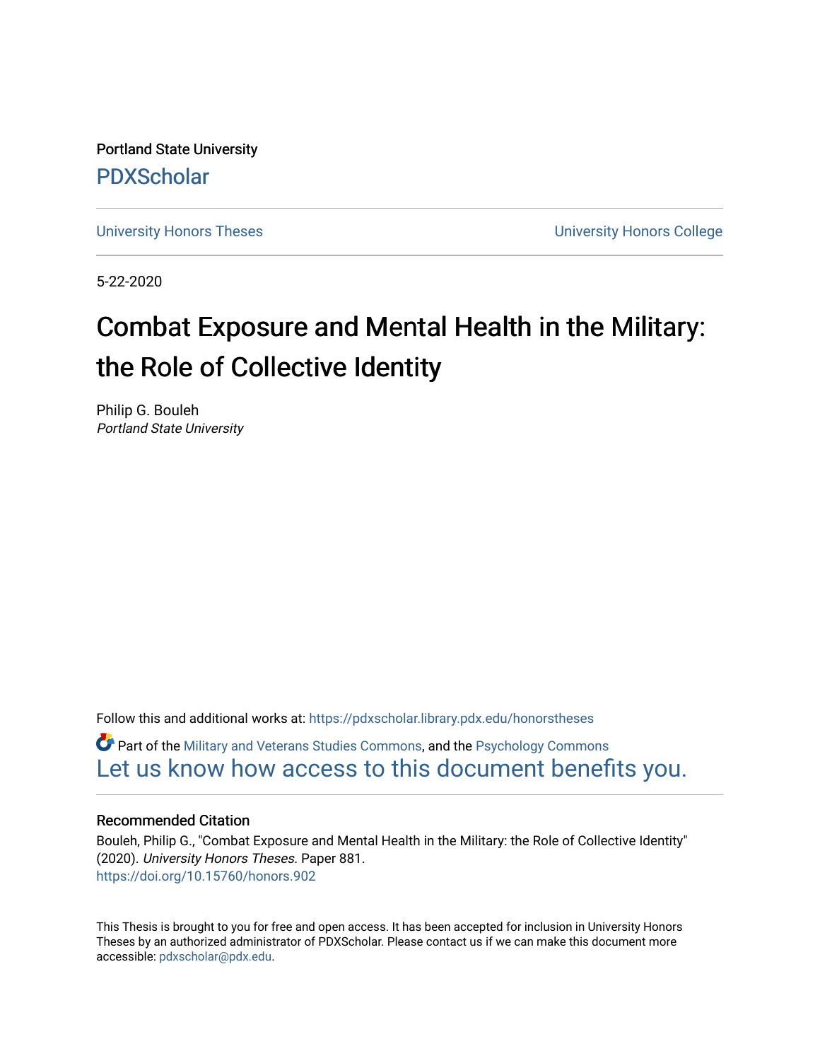Portland State University

PDXScholar

University Honors Theses | University Honors College

5-22-2020

# Combat Exposure and Mental Health in the Military: the Role of Collective Identity

Philip G. Bouleh

*Portland State University*

Follow this and additional works at: https://pdxscholar.library.pdx.edu/honorstheses

Part of the Military and Veterans Studies Commons, and the Psychology Commons

Let us know how access to this document benefits you.

### Recommended Citation

Bouleh, Philip G., "Combat Exposure and Mental Health in the Military: the Role of Collective Identity" (2020). *University Honors Theses.* Paper 881.

https://doi.org/10.15760/honors.902

This Thesis is brought to you for free and open access. It has been accepted for inclusion in University Honors Theses by an authorized administrator of PDXScholar. Please contact us if we can make this document more accessible: pdxscholar@pdx.edu.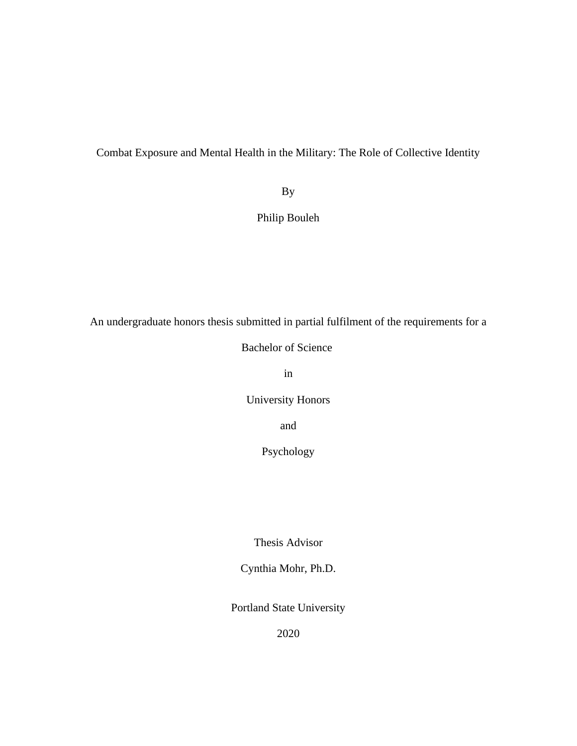# Combat Exposure and Mental Health in the Military: The Role of Collective Identity

By

Philip Bouleh

An undergraduate honors thesis submitted in partial fulfilment of the requirements for a

Bachelor of Science

in

University Honors

and

Psychology

Thesis Advisor

Cynthia Mohr, Ph.D.

Portland State University

2020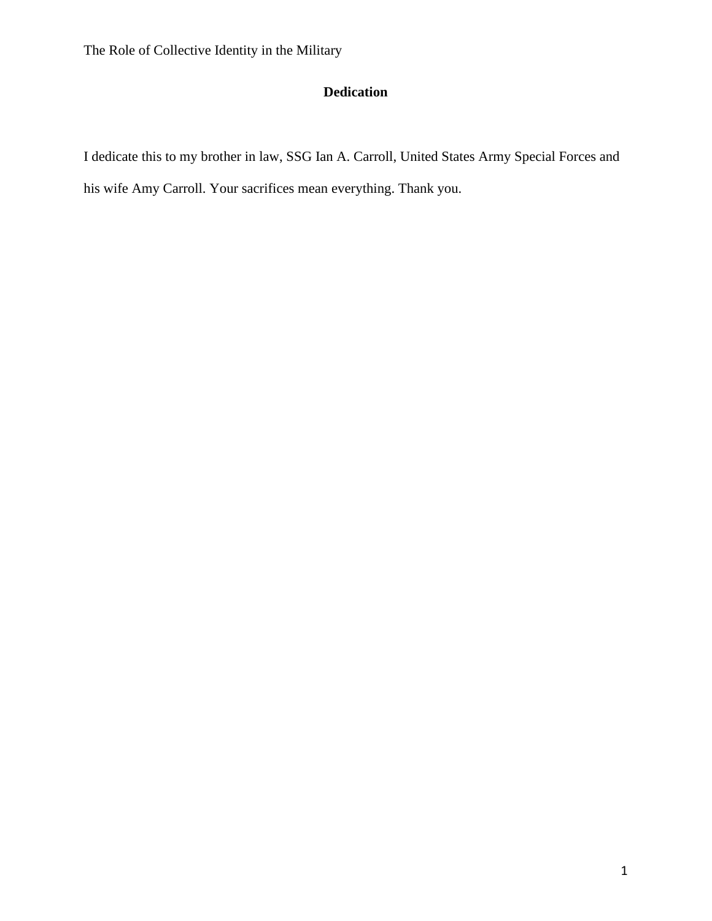# Dedication

I dedicate this to my brother in law, SSG Ian A. Carroll, United States Army Special Forces and his wife Amy Carroll. Your sacrifices mean everything. Thank you.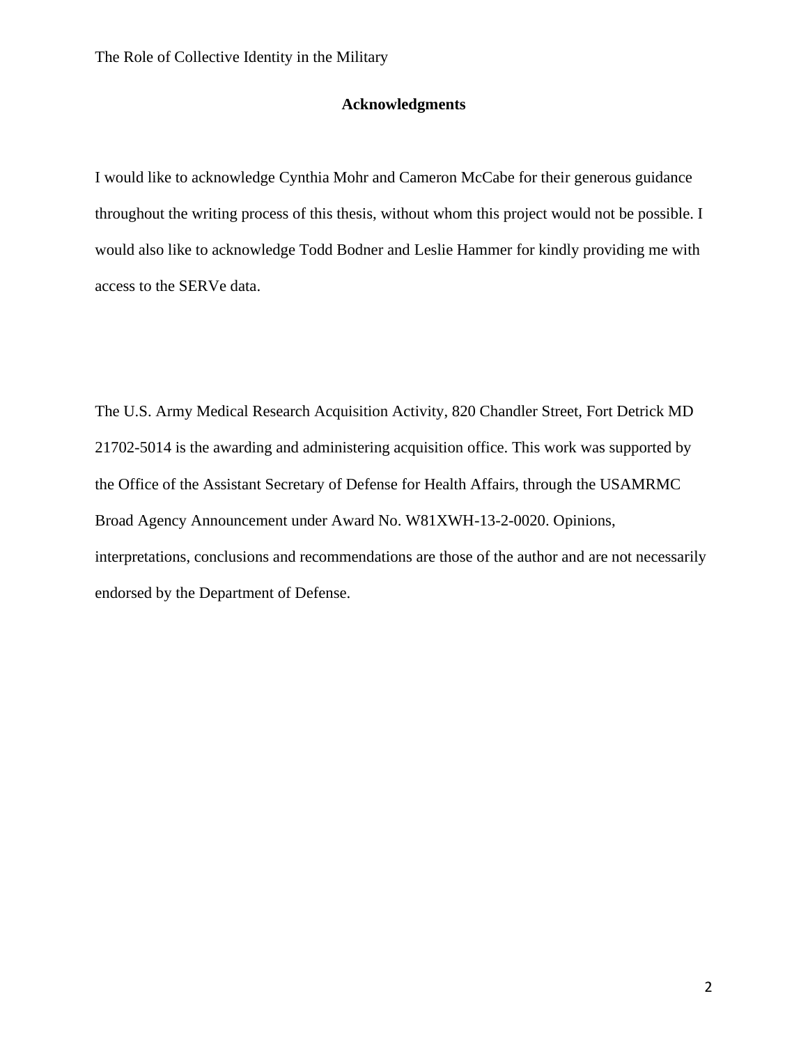## Acknowledgments

I would like to acknowledge Cynthia Mohr and Cameron McCabe for their generous guidance throughout the writing process of this thesis, without whom this project would not be possible. I would also like to acknowledge Todd Bodner and Leslie Hammer for kindly providing me with access to the SERVe data.

The U.S. Army Medical Research Acquisition Activity, 820 Chandler Street, Fort Detrick MD 21702-5014 is the awarding and administering acquisition office. This work was supported by the Office of the Assistant Secretary of Defense for Health Affairs, through the USAMRMC Broad Agency Announcement under Award No. W81XWH-13-2-0020. Opinions, interpretations, conclusions and recommendations are those of the author and are not necessarily endorsed by the Department of Defense.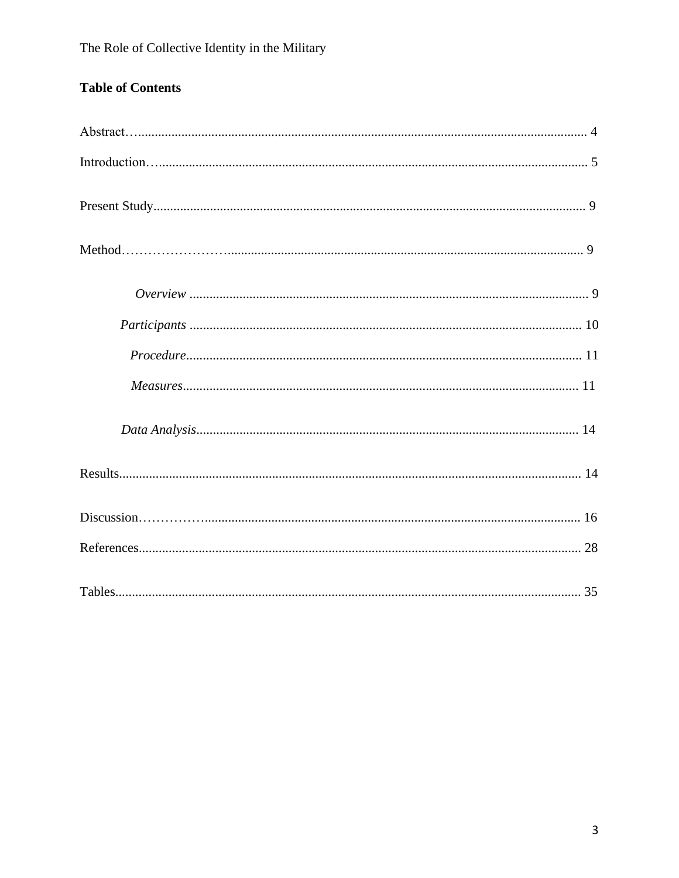**Table of Contents**

Abstract........................................................................................................................... 4

Introduction..................................................................................................................... 5

Present Study.................................................................................................................. 9

Method............................................................................................................................. 9

*Overview* ........................................................................................................ 9

*Participants* ..................................................................................................... 10

*Procedure*........................................................................................................ 11

*Measures*......................................................................................................... 11

*Data Analysis*.................................................................................................. 14

Results............................................................................................................................. 14

Discussion....................................................................................................................... 16

References........................................................................................................................ 28

Tables............................................................................................................................... 35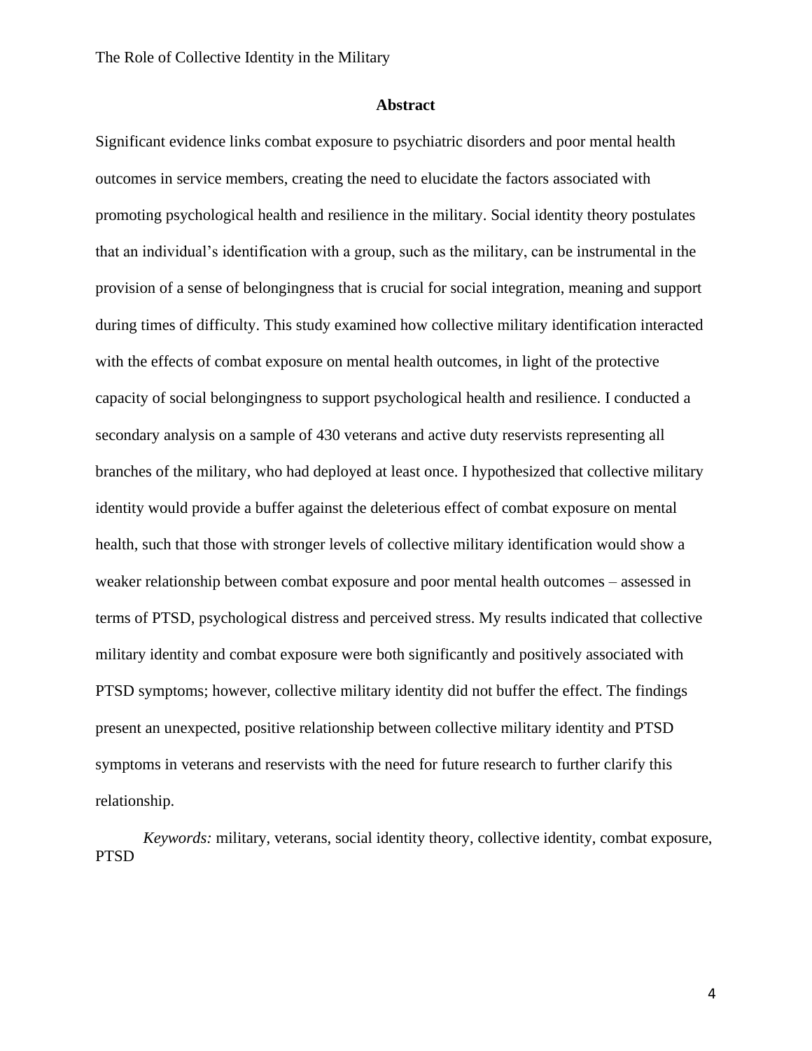## Abstract

Significant evidence links combat exposure to psychiatric disorders and poor mental health outcomes in service members, creating the need to elucidate the factors associated with promoting psychological health and resilience in the military. Social identity theory postulates that an individual's identification with a group, such as the military, can be instrumental in the provision of a sense of belongingness that is crucial for social integration, meaning and support during times of difficulty. This study examined how collective military identification interacted with the effects of combat exposure on mental health outcomes, in light of the protective capacity of social belongingness to support psychological health and resilience. I conducted a secondary analysis on a sample of 430 veterans and active duty reservists representing all branches of the military, who had deployed at least once. I hypothesized that collective military identity would provide a buffer against the deleterious effect of combat exposure on mental health, such that those with stronger levels of collective military identification would show a weaker relationship between combat exposure and poor mental health outcomes – assessed in terms of PTSD, psychological distress and perceived stress. My results indicated that collective military identity and combat exposure were both significantly and positively associated with PTSD symptoms; however, collective military identity did not buffer the effect. The findings present an unexpected, positive relationship between collective military identity and PTSD symptoms in veterans and reservists with the need for future research to further clarify this relationship.

*Keywords:* military, veterans, social identity theory, collective identity, combat exposure, PTSD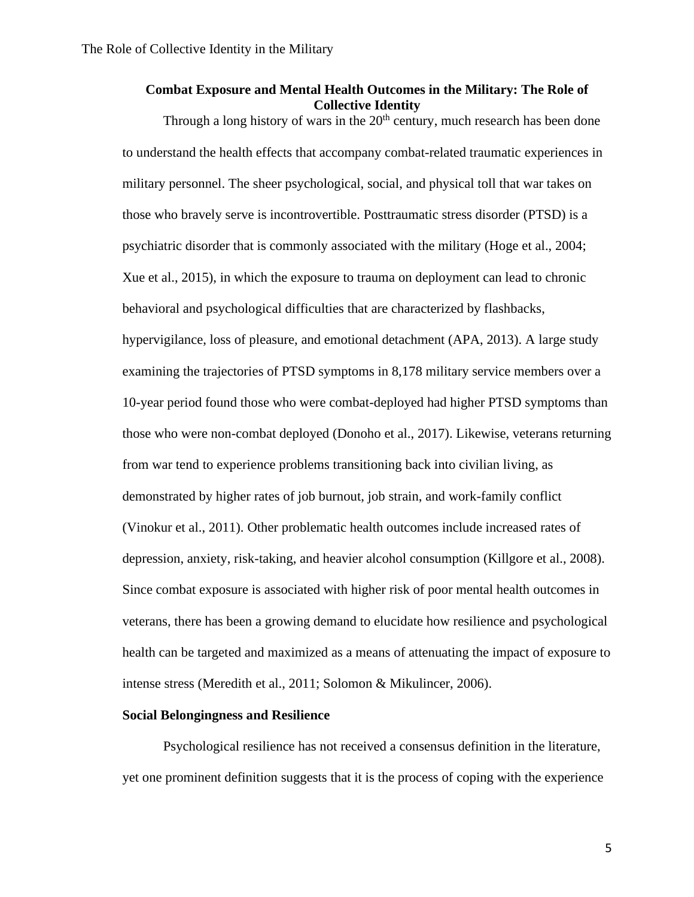## Combat Exposure and Mental Health Outcomes in the Military: The Role of Collective Identity

Through a long history of wars in the 20th century, much research has been done to understand the health effects that accompany combat-related traumatic experiences in military personnel. The sheer psychological, social, and physical toll that war takes on those who bravely serve is incontrovertible. Posttraumatic stress disorder (PTSD) is a psychiatric disorder that is commonly associated with the military (Hoge et al., 2004; Xue et al., 2015), in which the exposure to trauma on deployment can lead to chronic behavioral and psychological difficulties that are characterized by flashbacks, hypervigilance, loss of pleasure, and emotional detachment (APA, 2013). A large study examining the trajectories of PTSD symptoms in 8,178 military service members over a 10-year period found those who were combat-deployed had higher PTSD symptoms than those who were non-combat deployed (Donoho et al., 2017). Likewise, veterans returning from war tend to experience problems transitioning back into civilian living, as demonstrated by higher rates of job burnout, job strain, and work-family conflict (Vinokur et al., 2011). Other problematic health outcomes include increased rates of depression, anxiety, risk-taking, and heavier alcohol consumption (Killgore et al., 2008). Since combat exposure is associated with higher risk of poor mental health outcomes in veterans, there has been a growing demand to elucidate how resilience and psychological health can be targeted and maximized as a means of attenuating the impact of exposure to intense stress (Meredith et al., 2011; Solomon & Mikulincer, 2006).

### Social Belongingness and Resilience

Psychological resilience has not received a consensus definition in the literature, yet one prominent definition suggests that it is the process of coping with the experience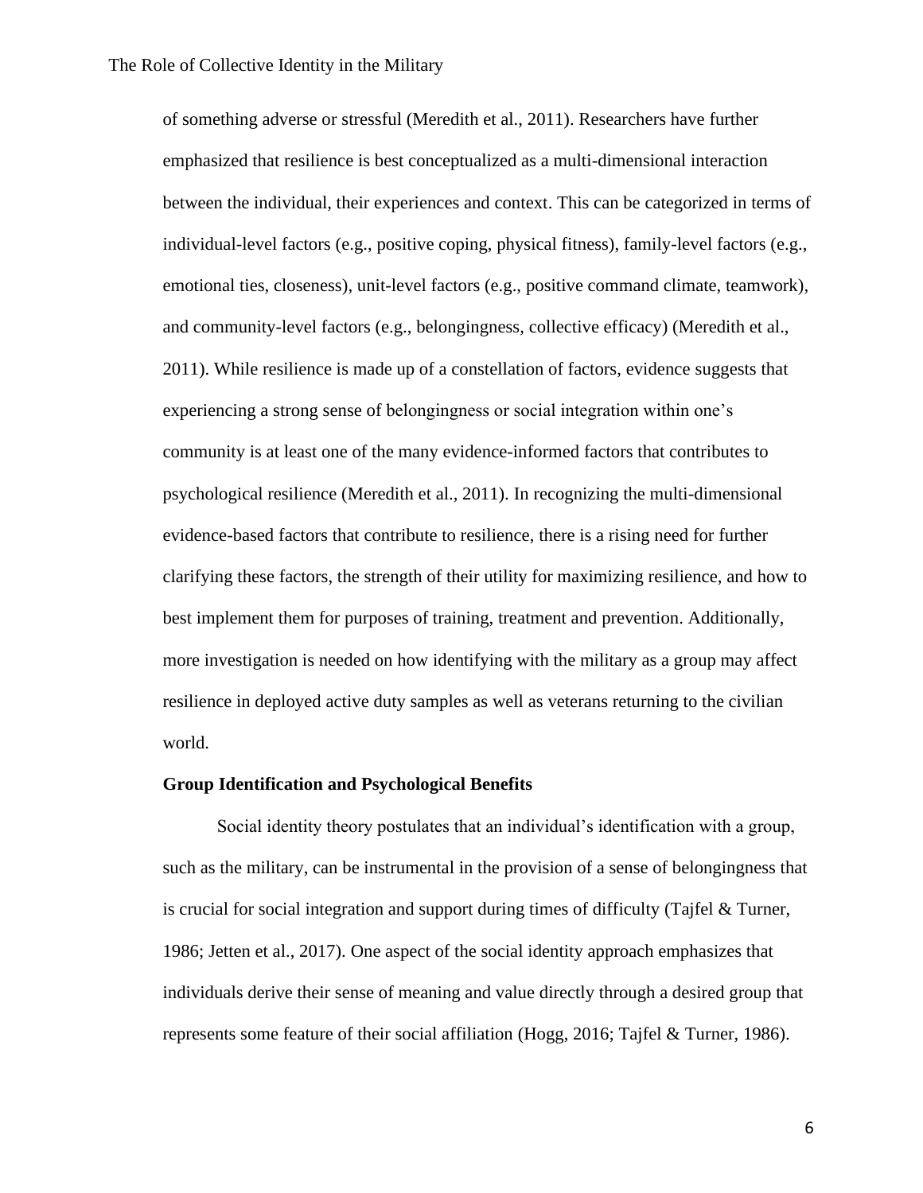of something adverse or stressful (Meredith et al., 2011). Researchers have further emphasized that resilience is best conceptualized as a multi-dimensional interaction between the individual, their experiences and context. This can be categorized in terms of individual-level factors (e.g., positive coping, physical fitness), family-level factors (e.g., emotional ties, closeness), unit-level factors (e.g., positive command climate, teamwork), and community-level factors (e.g., belongingness, collective efficacy) (Meredith et al., 2011). While resilience is made up of a constellation of factors, evidence suggests that experiencing a strong sense of belongingness or social integration within one's community is at least one of the many evidence-informed factors that contributes to psychological resilience (Meredith et al., 2011). In recognizing the multi-dimensional evidence-based factors that contribute to resilience, there is a rising need for further clarifying these factors, the strength of their utility for maximizing resilience, and how to best implement them for purposes of training, treatment and prevention. Additionally, more investigation is needed on how identifying with the military as a group may affect resilience in deployed active duty samples as well as veterans returning to the civilian world.

**Group Identification and Psychological Benefits**

Social identity theory postulates that an individual's identification with a group, such as the military, can be instrumental in the provision of a sense of belongingness that is crucial for social integration and support during times of difficulty (Tajfel & Turner, 1986; Jetten et al., 2017). One aspect of the social identity approach emphasizes that individuals derive their sense of meaning and value directly through a desired group that represents some feature of their social affiliation (Hogg, 2016; Tajfel & Turner, 1986).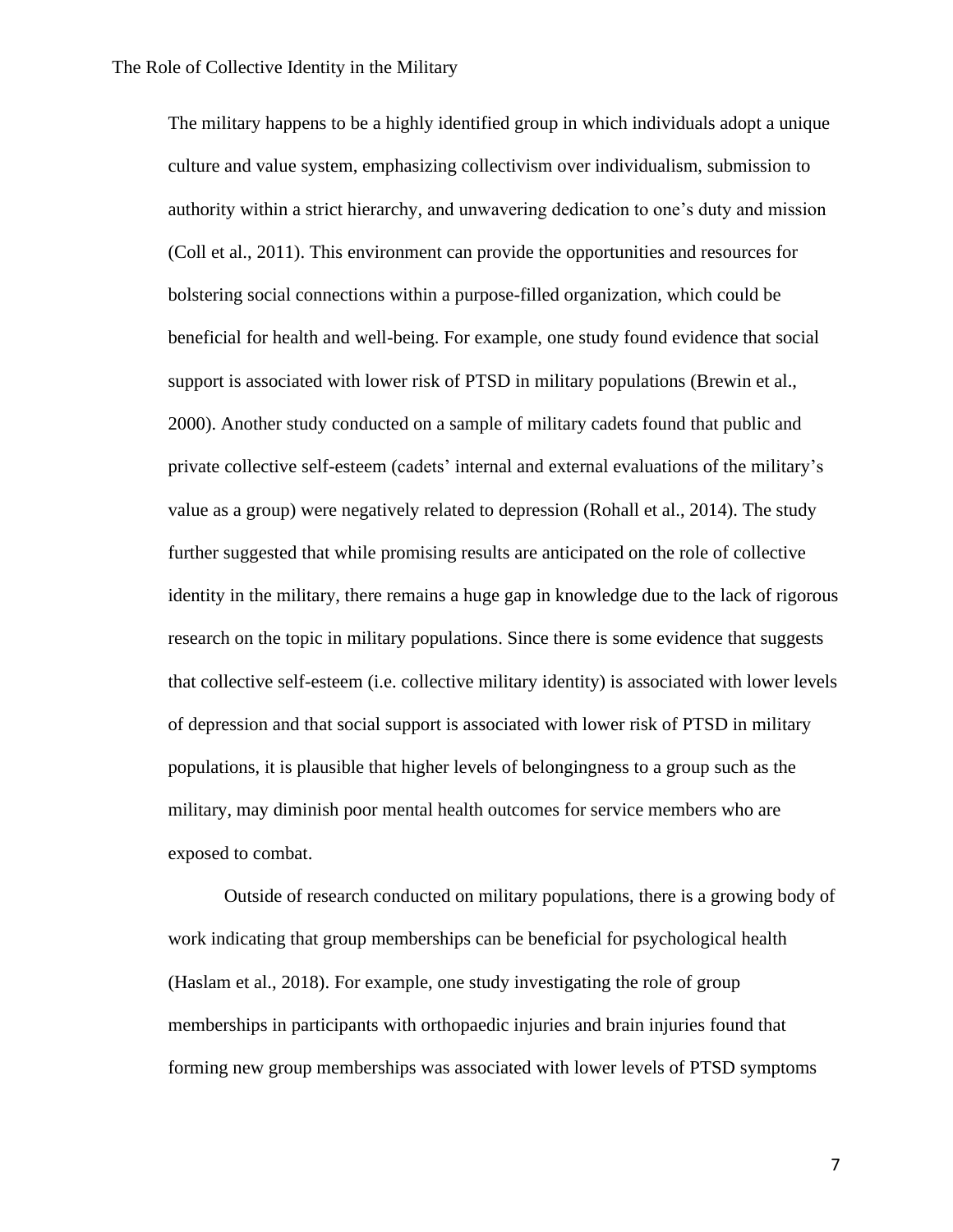The military happens to be a highly identified group in which individuals adopt a unique culture and value system, emphasizing collectivism over individualism, submission to authority within a strict hierarchy, and unwavering dedication to one's duty and mission (Coll et al., 2011). This environment can provide the opportunities and resources for bolstering social connections within a purpose-filled organization, which could be beneficial for health and well-being. For example, one study found evidence that social support is associated with lower risk of PTSD in military populations (Brewin et al., 2000). Another study conducted on a sample of military cadets found that public and private collective self-esteem (cadets' internal and external evaluations of the military's value as a group) were negatively related to depression (Rohall et al., 2014). The study further suggested that while promising results are anticipated on the role of collective identity in the military, there remains a huge gap in knowledge due to the lack of rigorous research on the topic in military populations. Since there is some evidence that suggests that collective self-esteem (i.e. collective military identity) is associated with lower levels of depression and that social support is associated with lower risk of PTSD in military populations, it is plausible that higher levels of belongingness to a group such as the military, may diminish poor mental health outcomes for service members who are exposed to combat.

Outside of research conducted on military populations, there is a growing body of work indicating that group memberships can be beneficial for psychological health (Haslam et al., 2018). For example, one study investigating the role of group memberships in participants with orthopaedic injuries and brain injuries found that forming new group memberships was associated with lower levels of PTSD symptoms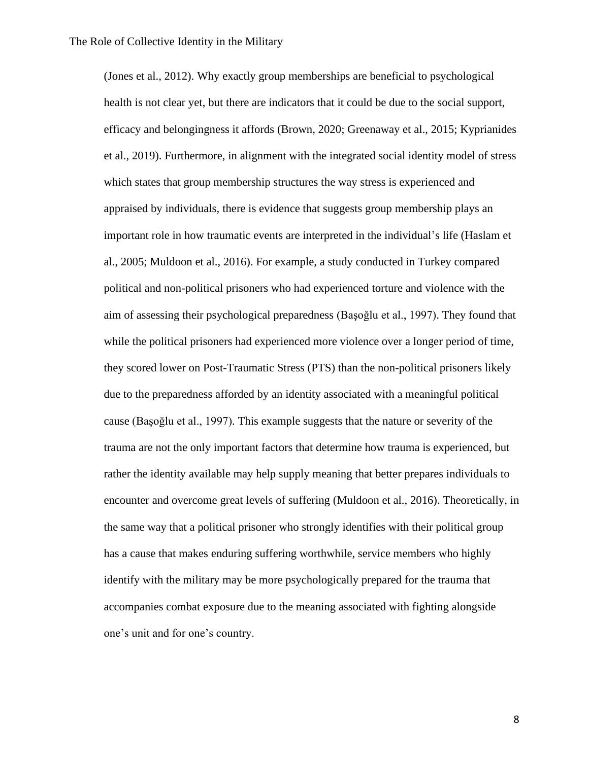(Jones et al., 2012). Why exactly group memberships are beneficial to psychological health is not clear yet, but there are indicators that it could be due to the social support, efficacy and belongingness it affords (Brown, 2020; Greenaway et al., 2015; Kyprianides et al., 2019). Furthermore, in alignment with the integrated social identity model of stress which states that group membership structures the way stress is experienced and appraised by individuals, there is evidence that suggests group membership plays an important role in how traumatic events are interpreted in the individual's life (Haslam et al., 2005; Muldoon et al., 2016). For example, a study conducted in Turkey compared political and non-political prisoners who had experienced torture and violence with the aim of assessing their psychological preparedness (Başoğlu et al., 1997). They found that while the political prisoners had experienced more violence over a longer period of time, they scored lower on Post-Traumatic Stress (PTS) than the non-political prisoners likely due to the preparedness afforded by an identity associated with a meaningful political cause (Başoğlu et al., 1997). This example suggests that the nature or severity of the trauma are not the only important factors that determine how trauma is experienced, but rather the identity available may help supply meaning that better prepares individuals to encounter and overcome great levels of suffering (Muldoon et al., 2016). Theoretically, in the same way that a political prisoner who strongly identifies with their political group has a cause that makes enduring suffering worthwhile, service members who highly identify with the military may be more psychologically prepared for the trauma that accompanies combat exposure due to the meaning associated with fighting alongside one's unit and for one's country.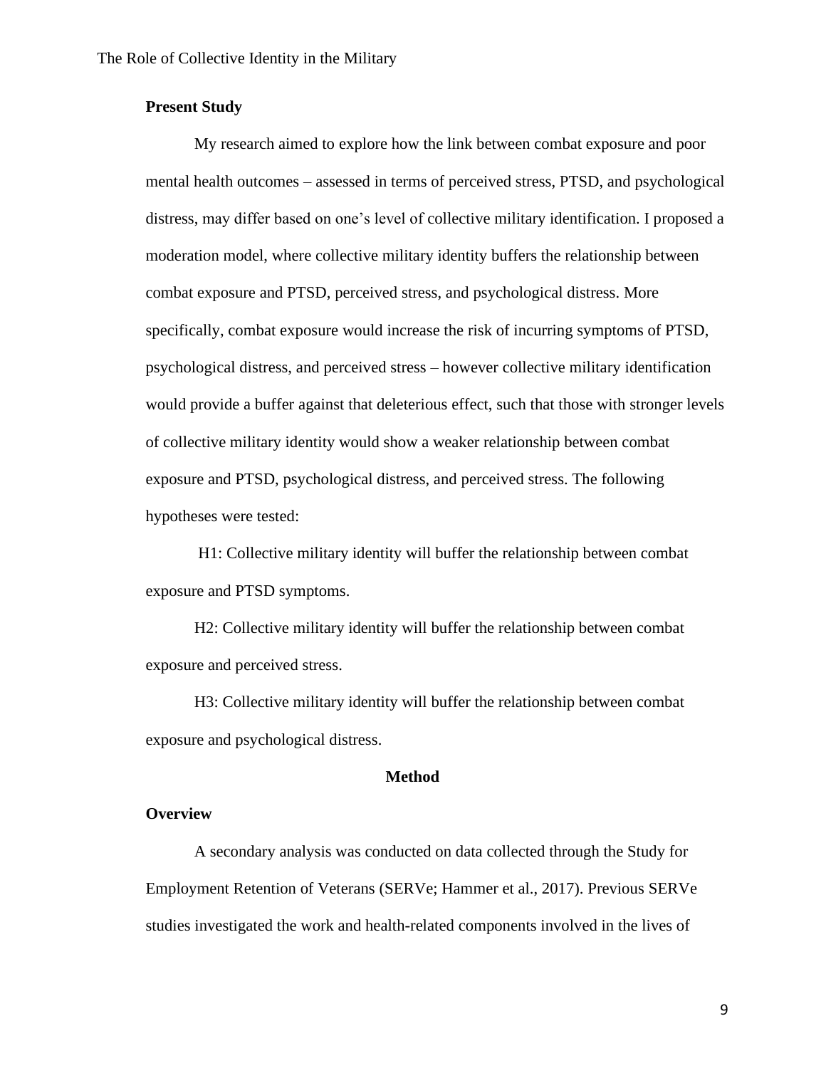**Present Study**

My research aimed to explore how the link between combat exposure and poor mental health outcomes – assessed in terms of perceived stress, PTSD, and psychological distress, may differ based on one's level of collective military identification. I proposed a moderation model, where collective military identity buffers the relationship between combat exposure and PTSD, perceived stress, and psychological distress. More specifically, combat exposure would increase the risk of incurring symptoms of PTSD, psychological distress, and perceived stress – however collective military identification would provide a buffer against that deleterious effect, such that those with stronger levels of collective military identity would show a weaker relationship between combat exposure and PTSD, psychological distress, and perceived stress. The following hypotheses were tested:

H1: Collective military identity will buffer the relationship between combat exposure and PTSD symptoms.

H2: Collective military identity will buffer the relationship between combat exposure and perceived stress.

H3: Collective military identity will buffer the relationship between combat exposure and psychological distress.

## Method

**Overview**

A secondary analysis was conducted on data collected through the Study for Employment Retention of Veterans (SERVe; Hammer et al., 2017). Previous SERVe studies investigated the work and health-related components involved in the lives of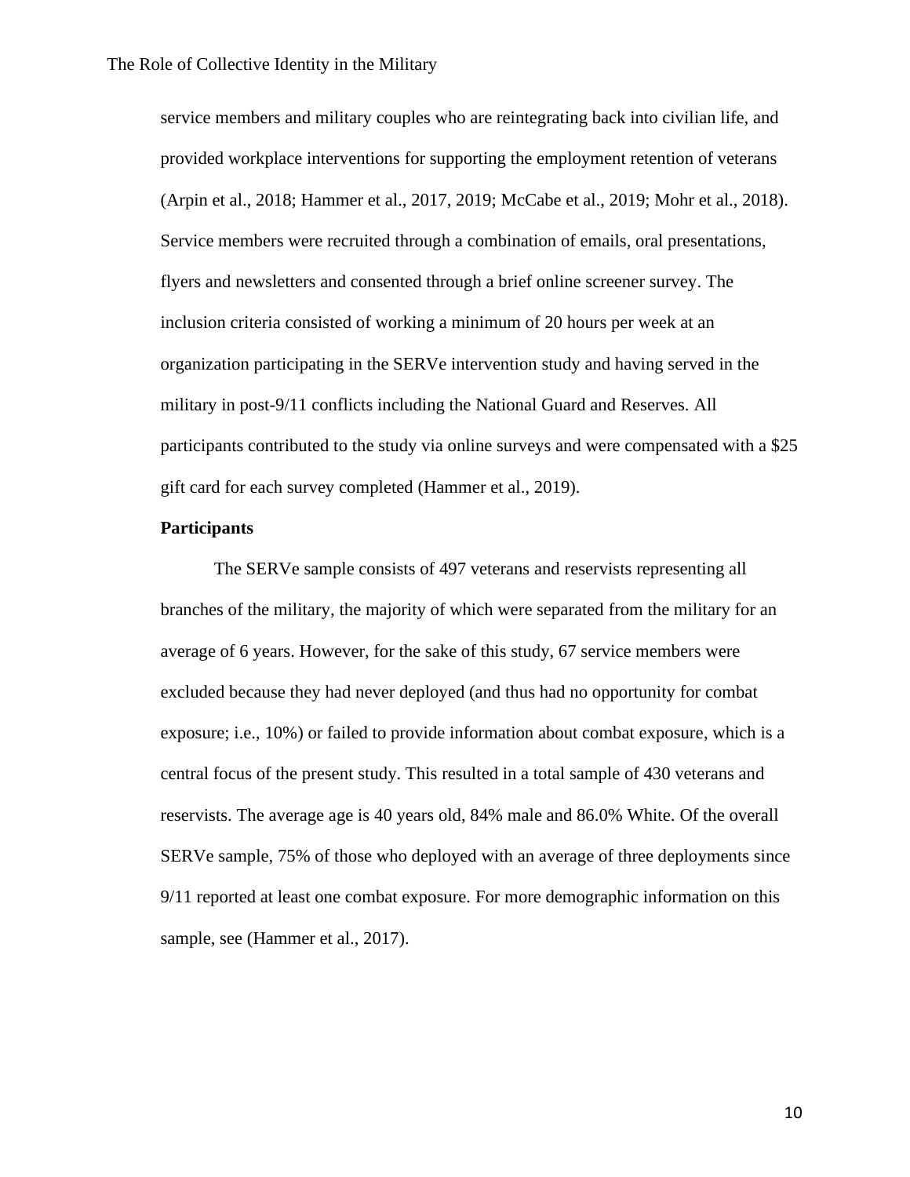service members and military couples who are reintegrating back into civilian life, and provided workplace interventions for supporting the employment retention of veterans (Arpin et al., 2018; Hammer et al., 2017, 2019; McCabe et al., 2019; Mohr et al., 2018). Service members were recruited through a combination of emails, oral presentations, flyers and newsletters and consented through a brief online screener survey. The inclusion criteria consisted of working a minimum of 20 hours per week at an organization participating in the SERVe intervention study and having served in the military in post-9/11 conflicts including the National Guard and Reserves. All participants contributed to the study via online surveys and were compensated with a $25 gift card for each survey completed (Hammer et al., 2019).

**Participants**

The SERVe sample consists of 497 veterans and reservists representing all branches of the military, the majority of which were separated from the military for an average of 6 years. However, for the sake of this study, 67 service members were excluded because they had never deployed (and thus had no opportunity for combat exposure; i.e., 10%) or failed to provide information about combat exposure, which is a central focus of the present study. This resulted in a total sample of 430 veterans and reservists. The average age is 40 years old, 84% male and 86.0% White. Of the overall SERVe sample, 75% of those who deployed with an average of three deployments since 9/11 reported at least one combat exposure. For more demographic information on this sample, see (Hammer et al., 2017).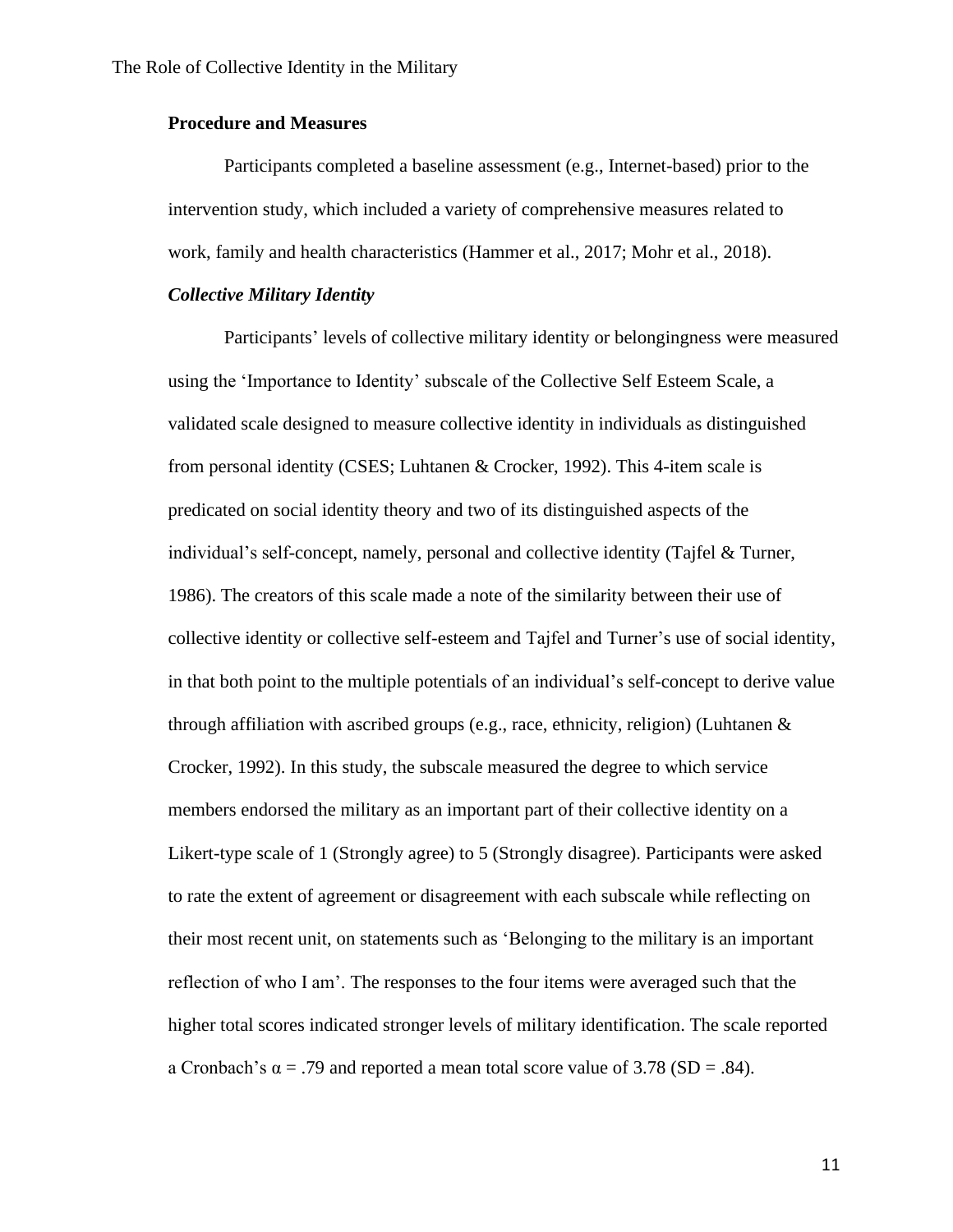**Procedure and Measures**

Participants completed a baseline assessment (e.g., Internet-based) prior to the intervention study, which included a variety of comprehensive measures related to work, family and health characteristics (Hammer et al., 2017; Mohr et al., 2018).

***Collective Military Identity***

Participants' levels of collective military identity or belongingness were measured using the 'Importance to Identity' subscale of the Collective Self Esteem Scale, a validated scale designed to measure collective identity in individuals as distinguished from personal identity (CSES; Luhtanen & Crocker, 1992). This 4-item scale is predicated on social identity theory and two of its distinguished aspects of the individual's self-concept, namely, personal and collective identity (Tajfel & Turner, 1986). The creators of this scale made a note of the similarity between their use of collective identity or collective self-esteem and Tajfel and Turner's use of social identity, in that both point to the multiple potentials of an individual's self-concept to derive value through affiliation with ascribed groups (e.g., race, ethnicity, religion) (Luhtanen & Crocker, 1992). In this study, the subscale measured the degree to which service members endorsed the military as an important part of their collective identity on a Likert-type scale of 1 (Strongly agree) to 5 (Strongly disagree). Participants were asked to rate the extent of agreement or disagreement with each subscale while reflecting on their most recent unit, on statements such as 'Belonging to the military is an important reflection of who I am'. The responses to the four items were averaged such that the higher total scores indicated stronger levels of military identification. The scale reported a Cronbach's $\alpha = .79$ and reported a mean total score value of 3.78 ($SD = .84$).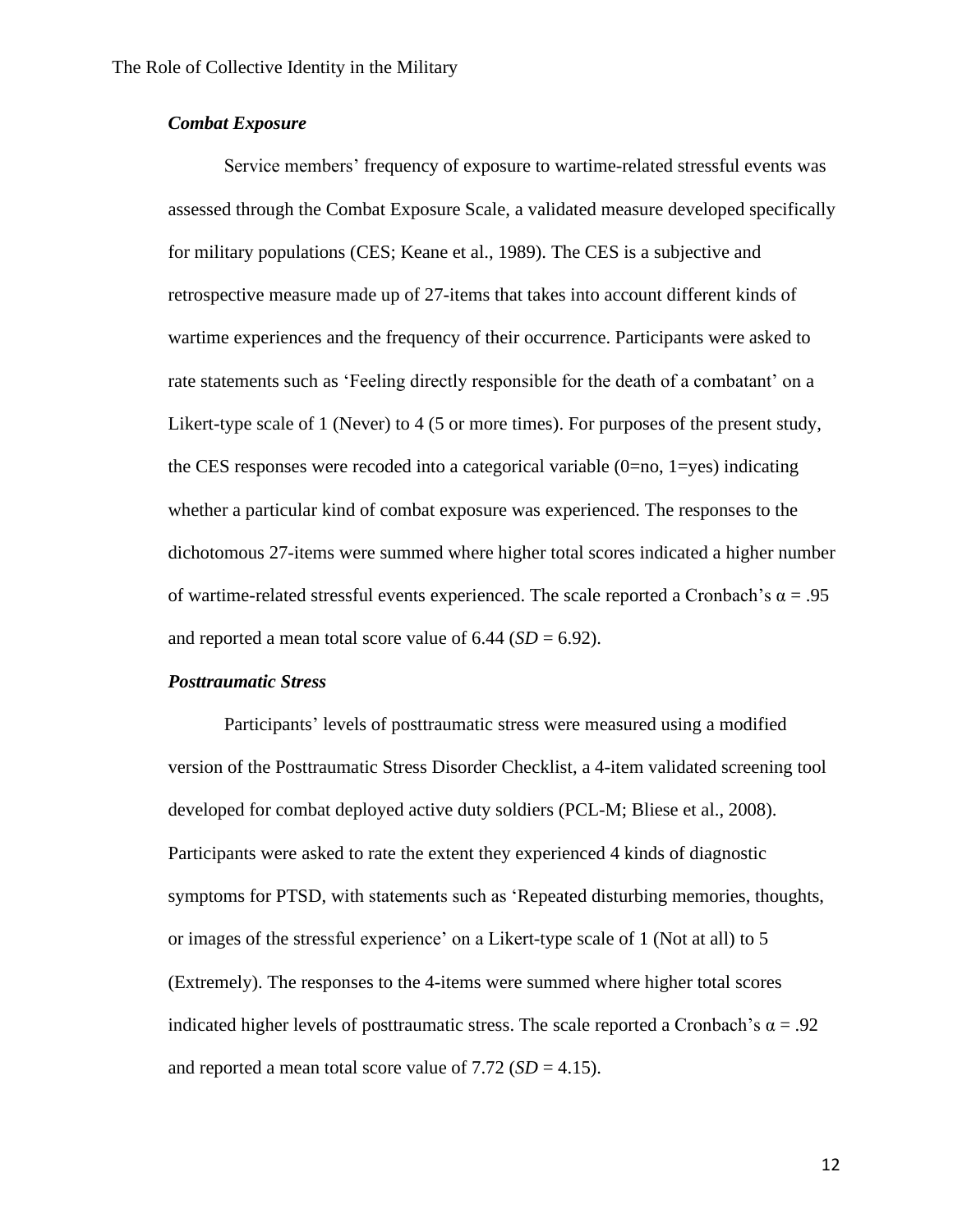### ***Combat Exposure***

Service members' frequency of exposure to wartime-related stressful events was assessed through the Combat Exposure Scale, a validated measure developed specifically for military populations (CES; Keane et al., 1989). The CES is a subjective and retrospective measure made up of 27-items that takes into account different kinds of wartime experiences and the frequency of their occurrence. Participants were asked to rate statements such as 'Feeling directly responsible for the death of a combatant' on a Likert-type scale of 1 (Never) to 4 (5 or more times). For purposes of the present study, the CES responses were recoded into a categorical variable (0=no, 1=yes) indicating whether a particular kind of combat exposure was experienced. The responses to the dichotomous 27-items were summed where higher total scores indicated a higher number of wartime-related stressful events experienced. The scale reported a Cronbach's $\alpha = .95$ and reported a mean total score value of 6.44 ($SD = 6.92$).

### ***Posttraumatic Stress***

Participants' levels of posttraumatic stress were measured using a modified version of the Posttraumatic Stress Disorder Checklist, a 4-item validated screening tool developed for combat deployed active duty soldiers (PCL-M; Bliese et al., 2008). Participants were asked to rate the extent they experienced 4 kinds of diagnostic symptoms for PTSD, with statements such as 'Repeated disturbing memories, thoughts, or images of the stressful experience' on a Likert-type scale of 1 (Not at all) to 5 (Extremely). The responses to the 4-items were summed where higher total scores indicated higher levels of posttraumatic stress. The scale reported a Cronbach's $\alpha = .92$ and reported a mean total score value of 7.72 ($SD = 4.15$).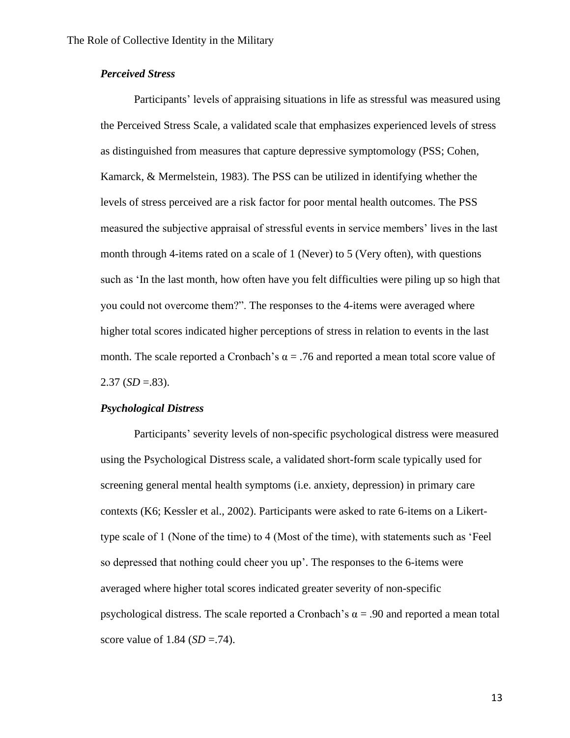### *Perceived Stress*

Participants' levels of appraising situations in life as stressful was measured using the Perceived Stress Scale, a validated scale that emphasizes experienced levels of stress as distinguished from measures that capture depressive symptomology (PSS; Cohen, Kamarck, & Mermelstein, 1983). The PSS can be utilized in identifying whether the levels of stress perceived are a risk factor for poor mental health outcomes. The PSS measured the subjective appraisal of stressful events in service members' lives in the last month through 4-items rated on a scale of 1 (Never) to 5 (Very often), with questions such as 'In the last month, how often have you felt difficulties were piling up so high that you could not overcome them?". The responses to the 4-items were averaged where higher total scores indicated higher perceptions of stress in relation to events in the last month. The scale reported a Cronbach's $\alpha = .76$ and reported a mean total score value of 2.37 (*SD* =.83).

### *Psychological Distress*

Participants' severity levels of non-specific psychological distress were measured using the Psychological Distress scale, a validated short-form scale typically used for screening general mental health symptoms (i.e. anxiety, depression) in primary care contexts (K6; Kessler et al., 2002). Participants were asked to rate 6-items on a Likert-type scale of 1 (None of the time) to 4 (Most of the time), with statements such as 'Feel so depressed that nothing could cheer you up'. The responses to the 6-items were averaged where higher total scores indicated greater severity of non-specific psychological distress. The scale reported a Cronbach's $\alpha = .90$ and reported a mean total score value of 1.84 (*SD* =.74).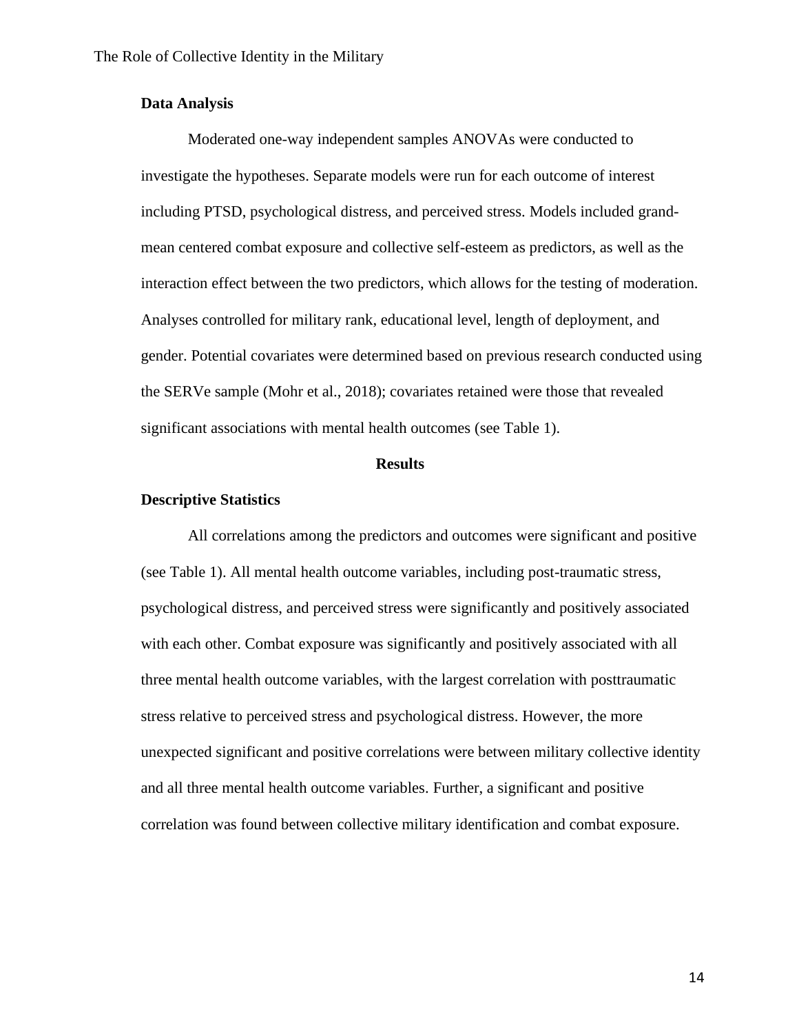### Data Analysis

Moderated one-way independent samples ANOVAs were conducted to investigate the hypotheses. Separate models were run for each outcome of interest including PTSD, psychological distress, and perceived stress. Models included grand-mean centered combat exposure and collective self-esteem as predictors, as well as the interaction effect between the two predictors, which allows for the testing of moderation. Analyses controlled for military rank, educational level, length of deployment, and gender. Potential covariates were determined based on previous research conducted using the SERVe sample (Mohr et al., 2018); covariates retained were those that revealed significant associations with mental health outcomes (see Table 1).

## Results

### Descriptive Statistics

All correlations among the predictors and outcomes were significant and positive (see Table 1). All mental health outcome variables, including post-traumatic stress, psychological distress, and perceived stress were significantly and positively associated with each other. Combat exposure was significantly and positively associated with all three mental health outcome variables, with the largest correlation with posttraumatic stress relative to perceived stress and psychological distress. However, the more unexpected significant and positive correlations were between military collective identity and all three mental health outcome variables. Further, a significant and positive correlation was found between collective military identification and combat exposure.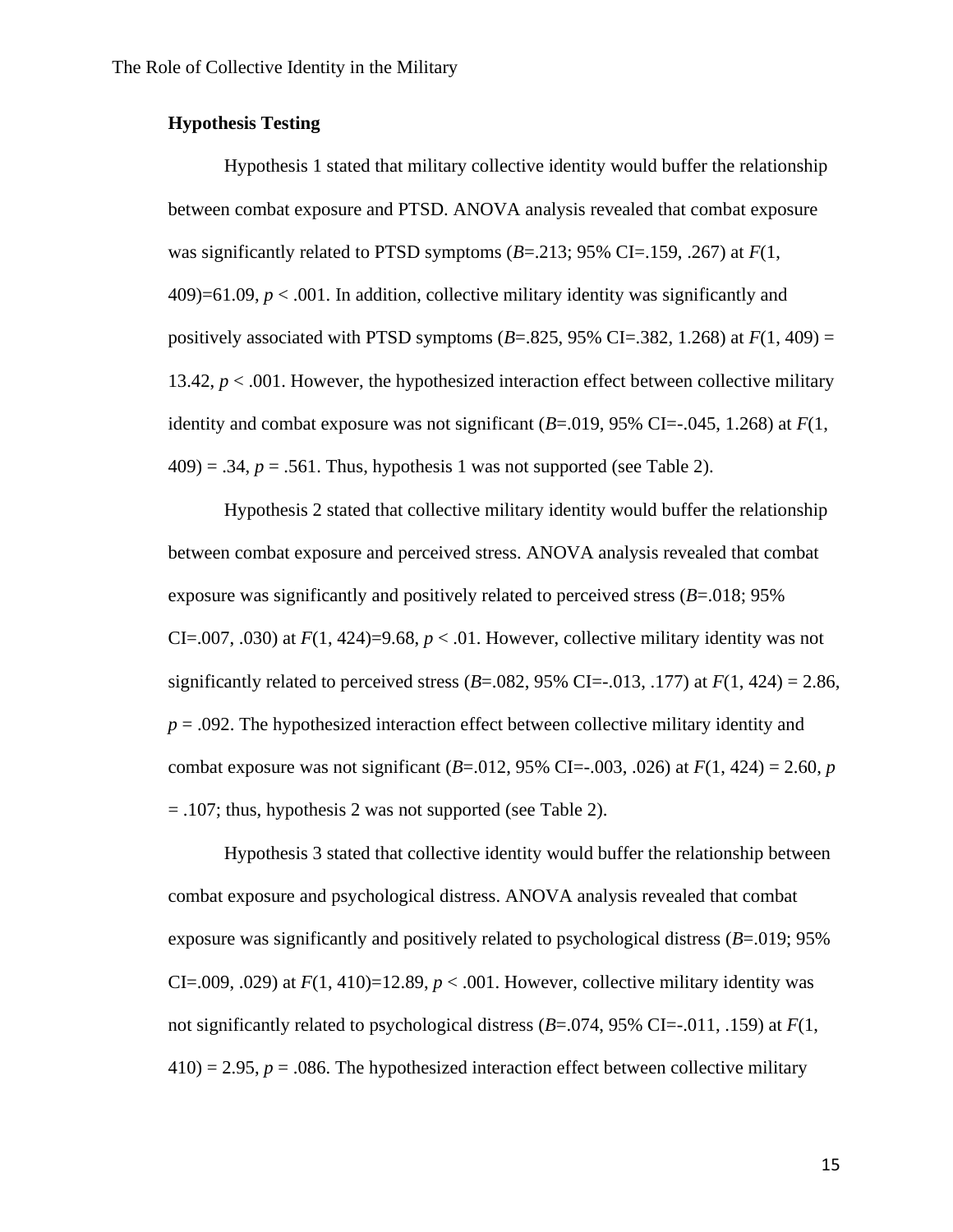**Hypothesis Testing**

Hypothesis 1 stated that military collective identity would buffer the relationship between combat exposure and PTSD. ANOVA analysis revealed that combat exposure was significantly related to PTSD symptoms ($B$=.213; 95% CI=.159, .267) at $F(1, 409)=61.09$, $p < .001$. In addition, collective military identity was significantly and positively associated with PTSD symptoms ($B$=.825, 95% CI=.382, 1.268) at $F(1, 409) = 13.42$, $p < .001$. However, the hypothesized interaction effect between collective military identity and combat exposure was not significant ($B$=.019, 95% CI=-.045, 1.268) at $F(1, 409) = .34$, $p = .561$. Thus, hypothesis 1 was not supported (see Table 2).

Hypothesis 2 stated that collective military identity would buffer the relationship between combat exposure and perceived stress. ANOVA analysis revealed that combat exposure was significantly and positively related to perceived stress ($B$=.018; 95% CI=.007, .030) at $F(1, 424)=9.68$, $p < .01$. However, collective military identity was not significantly related to perceived stress ($B$=.082, 95% CI=-.013, .177) at $F(1, 424) = 2.86$, $p = .092$. The hypothesized interaction effect between collective military identity and combat exposure was not significant ($B$=.012, 95% CI=-.003, .026) at $F(1, 424) = 2.60$, $p = .107$; thus, hypothesis 2 was not supported (see Table 2).

Hypothesis 3 stated that collective identity would buffer the relationship between combat exposure and psychological distress. ANOVA analysis revealed that combat exposure was significantly and positively related to psychological distress ($B$=.019; 95% CI=.009, .029) at $F(1, 410)=12.89$, $p < .001$. However, collective military identity was not significantly related to psychological distress ($B$=.074, 95% CI=-.011, .159) at $F(1, 410) = 2.95$, $p = .086$. The hypothesized interaction effect between collective military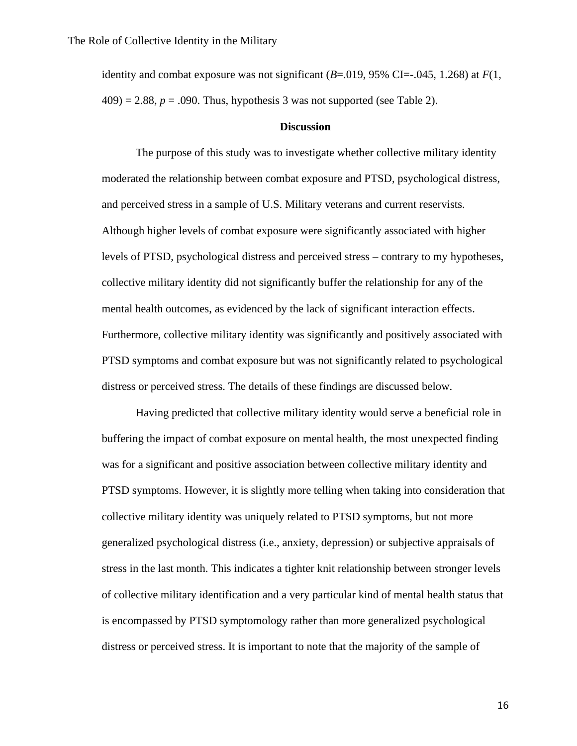identity and combat exposure was not significant (*B*=.019, 95% CI=-.045, 1.268) at $F(1, 409) = 2.88$, $p = .090$. Thus, hypothesis 3 was not supported (see Table 2).

## Discussion

The purpose of this study was to investigate whether collective military identity moderated the relationship between combat exposure and PTSD, psychological distress, and perceived stress in a sample of U.S. Military veterans and current reservists. Although higher levels of combat exposure were significantly associated with higher levels of PTSD, psychological distress and perceived stress – contrary to my hypotheses, collective military identity did not significantly buffer the relationship for any of the mental health outcomes, as evidenced by the lack of significant interaction effects. Furthermore, collective military identity was significantly and positively associated with PTSD symptoms and combat exposure but was not significantly related to psychological distress or perceived stress. The details of these findings are discussed below.

Having predicted that collective military identity would serve a beneficial role in buffering the impact of combat exposure on mental health, the most unexpected finding was for a significant and positive association between collective military identity and PTSD symptoms. However, it is slightly more telling when taking into consideration that collective military identity was uniquely related to PTSD symptoms, but not more generalized psychological distress (i.e., anxiety, depression) or subjective appraisals of stress in the last month. This indicates a tighter knit relationship between stronger levels of collective military identification and a very particular kind of mental health status that is encompassed by PTSD symptomology rather than more generalized psychological distress or perceived stress. It is important to note that the majority of the sample of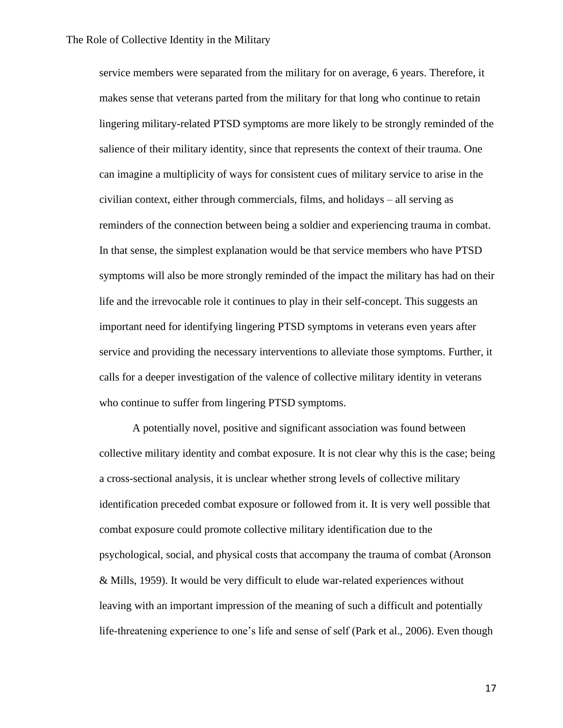service members were separated from the military for on average, 6 years. Therefore, it makes sense that veterans parted from the military for that long who continue to retain lingering military-related PTSD symptoms are more likely to be strongly reminded of the salience of their military identity, since that represents the context of their trauma. One can imagine a multiplicity of ways for consistent cues of military service to arise in the civilian context, either through commercials, films, and holidays – all serving as reminders of the connection between being a soldier and experiencing trauma in combat. In that sense, the simplest explanation would be that service members who have PTSD symptoms will also be more strongly reminded of the impact the military has had on their life and the irrevocable role it continues to play in their self-concept. This suggests an important need for identifying lingering PTSD symptoms in veterans even years after service and providing the necessary interventions to alleviate those symptoms. Further, it calls for a deeper investigation of the valence of collective military identity in veterans who continue to suffer from lingering PTSD symptoms.

A potentially novel, positive and significant association was found between collective military identity and combat exposure. It is not clear why this is the case; being a cross-sectional analysis, it is unclear whether strong levels of collective military identification preceded combat exposure or followed from it. It is very well possible that combat exposure could promote collective military identification due to the psychological, social, and physical costs that accompany the trauma of combat (Aronson & Mills, 1959). It would be very difficult to elude war-related experiences without leaving with an important impression of the meaning of such a difficult and potentially life-threatening experience to one's life and sense of self (Park et al., 2006). Even though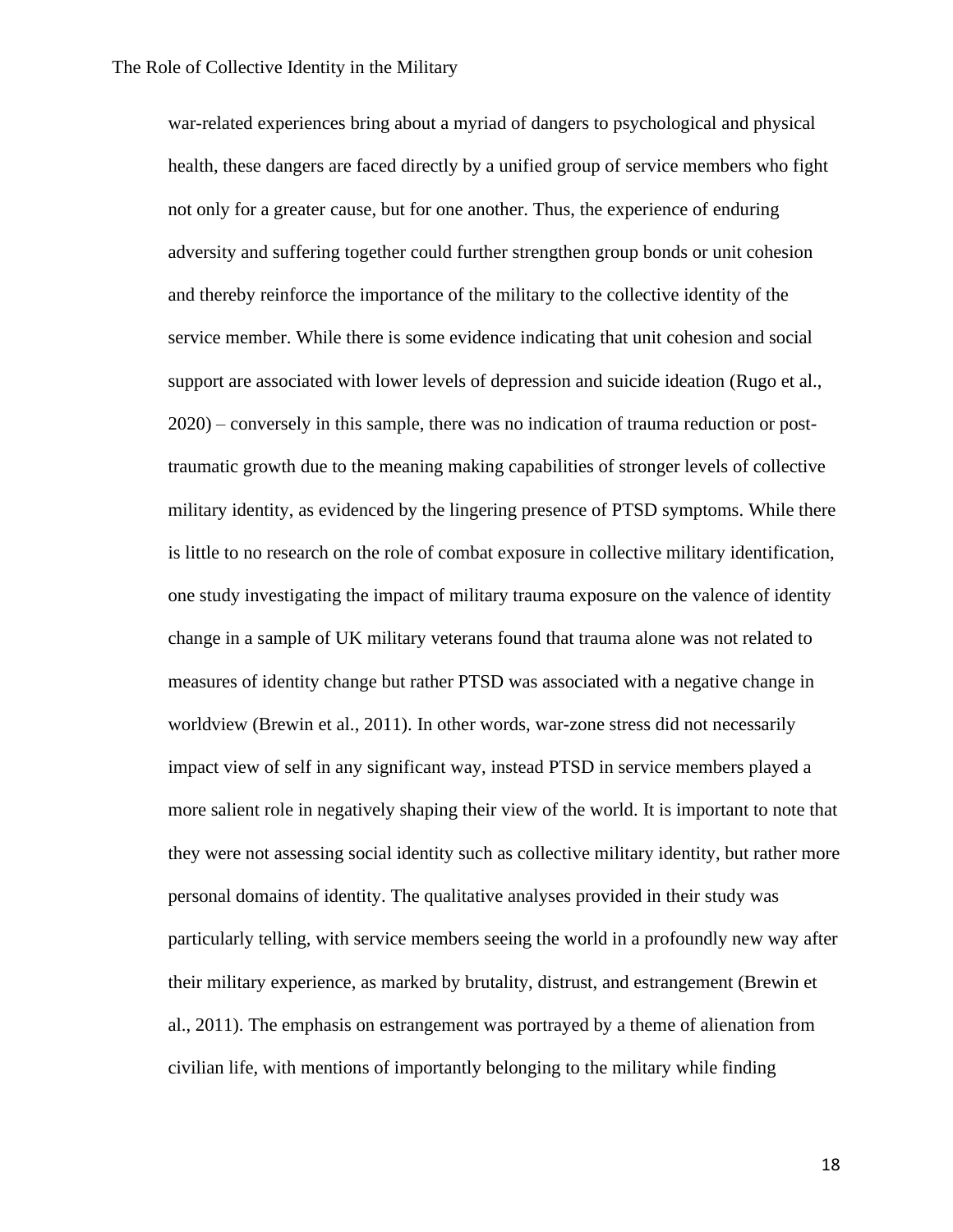war-related experiences bring about a myriad of dangers to psychological and physical health, these dangers are faced directly by a unified group of service members who fight not only for a greater cause, but for one another. Thus, the experience of enduring adversity and suffering together could further strengthen group bonds or unit cohesion and thereby reinforce the importance of the military to the collective identity of the service member. While there is some evidence indicating that unit cohesion and social support are associated with lower levels of depression and suicide ideation (Rugo et al., 2020) – conversely in this sample, there was no indication of trauma reduction or post-traumatic growth due to the meaning making capabilities of stronger levels of collective military identity, as evidenced by the lingering presence of PTSD symptoms. While there is little to no research on the role of combat exposure in collective military identification, one study investigating the impact of military trauma exposure on the valence of identity change in a sample of UK military veterans found that trauma alone was not related to measures of identity change but rather PTSD was associated with a negative change in worldview (Brewin et al., 2011). In other words, war-zone stress did not necessarily impact view of self in any significant way, instead PTSD in service members played a more salient role in negatively shaping their view of the world. It is important to note that they were not assessing social identity such as collective military identity, but rather more personal domains of identity. The qualitative analyses provided in their study was particularly telling, with service members seeing the world in a profoundly new way after their military experience, as marked by brutality, distrust, and estrangement (Brewin et al., 2011). The emphasis on estrangement was portrayed by a theme of alienation from civilian life, with mentions of importantly belonging to the military while finding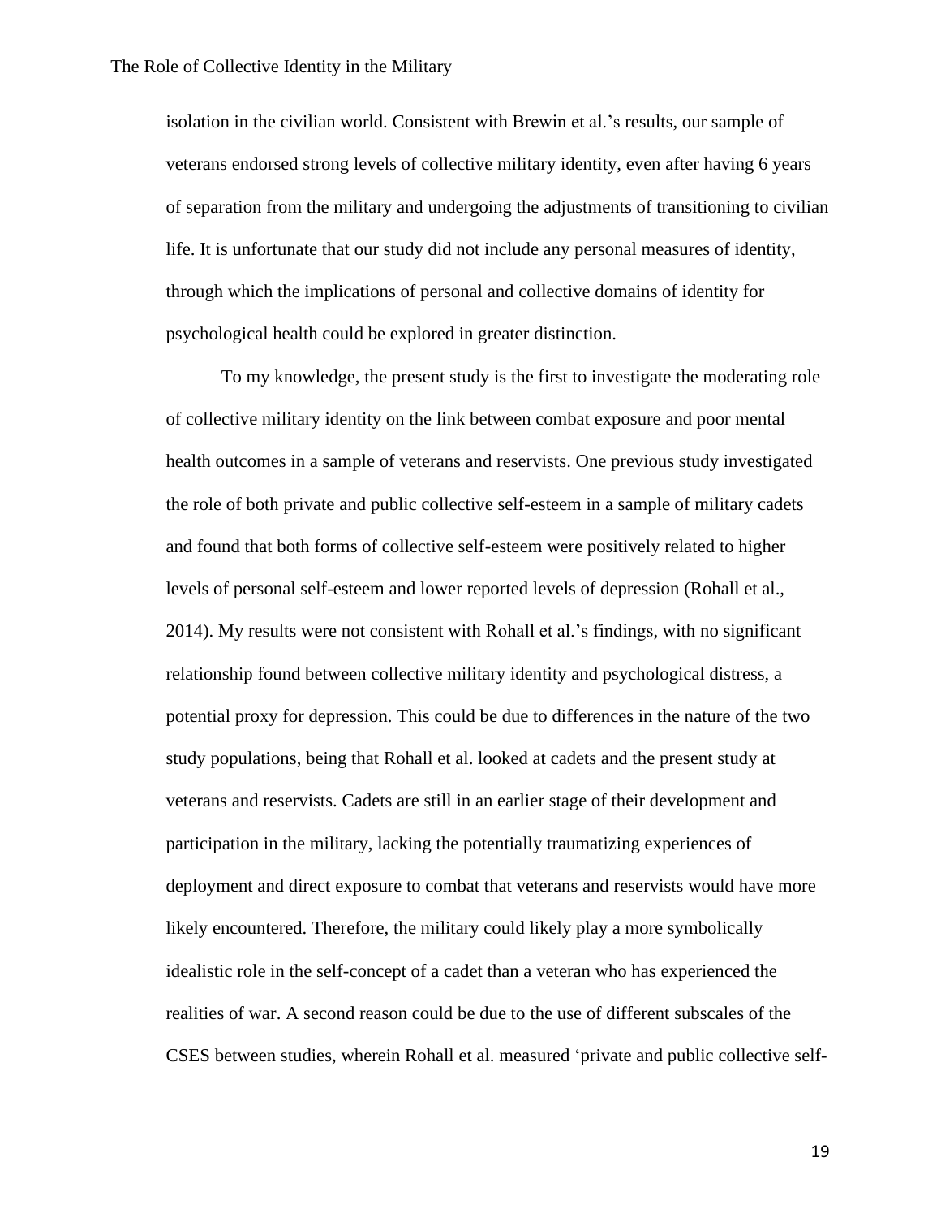isolation in the civilian world. Consistent with Brewin et al.'s results, our sample of veterans endorsed strong levels of collective military identity, even after having 6 years of separation from the military and undergoing the adjustments of transitioning to civilian life. It is unfortunate that our study did not include any personal measures of identity, through which the implications of personal and collective domains of identity for psychological health could be explored in greater distinction.

To my knowledge, the present study is the first to investigate the moderating role of collective military identity on the link between combat exposure and poor mental health outcomes in a sample of veterans and reservists. One previous study investigated the role of both private and public collective self-esteem in a sample of military cadets and found that both forms of collective self-esteem were positively related to higher levels of personal self-esteem and lower reported levels of depression (Rohall et al., 2014). My results were not consistent with Rohall et al.'s findings, with no significant relationship found between collective military identity and psychological distress, a potential proxy for depression. This could be due to differences in the nature of the two study populations, being that Rohall et al. looked at cadets and the present study at veterans and reservists. Cadets are still in an earlier stage of their development and participation in the military, lacking the potentially traumatizing experiences of deployment and direct exposure to combat that veterans and reservists would have more likely encountered. Therefore, the military could likely play a more symbolically idealistic role in the self-concept of a cadet than a veteran who has experienced the realities of war. A second reason could be due to the use of different subscales of the CSES between studies, wherein Rohall et al. measured 'private and public collective self-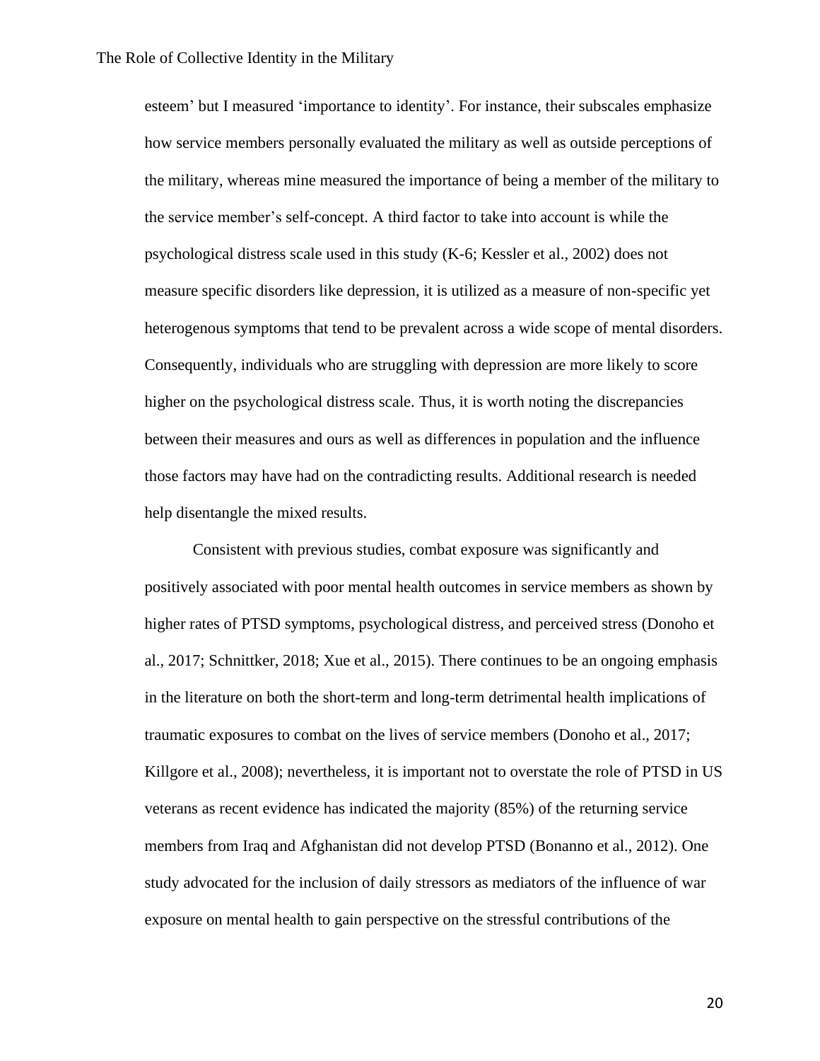esteem' but I measured 'importance to identity'. For instance, their subscales emphasize how service members personally evaluated the military as well as outside perceptions of the military, whereas mine measured the importance of being a member of the military to the service member's self-concept. A third factor to take into account is while the psychological distress scale used in this study (K-6; Kessler et al., 2002) does not measure specific disorders like depression, it is utilized as a measure of non-specific yet heterogenous symptoms that tend to be prevalent across a wide scope of mental disorders. Consequently, individuals who are struggling with depression are more likely to score higher on the psychological distress scale. Thus, it is worth noting the discrepancies between their measures and ours as well as differences in population and the influence those factors may have had on the contradicting results. Additional research is needed help disentangle the mixed results.

Consistent with previous studies, combat exposure was significantly and positively associated with poor mental health outcomes in service members as shown by higher rates of PTSD symptoms, psychological distress, and perceived stress (Donoho et al., 2017; Schnittker, 2018; Xue et al., 2015). There continues to be an ongoing emphasis in the literature on both the short-term and long-term detrimental health implications of traumatic exposures to combat on the lives of service members (Donoho et al., 2017; Killgore et al., 2008); nevertheless, it is important not to overstate the role of PTSD in US veterans as recent evidence has indicated the majority (85%) of the returning service members from Iraq and Afghanistan did not develop PTSD (Bonanno et al., 2012). One study advocated for the inclusion of daily stressors as mediators of the influence of war exposure on mental health to gain perspective on the stressful contributions of the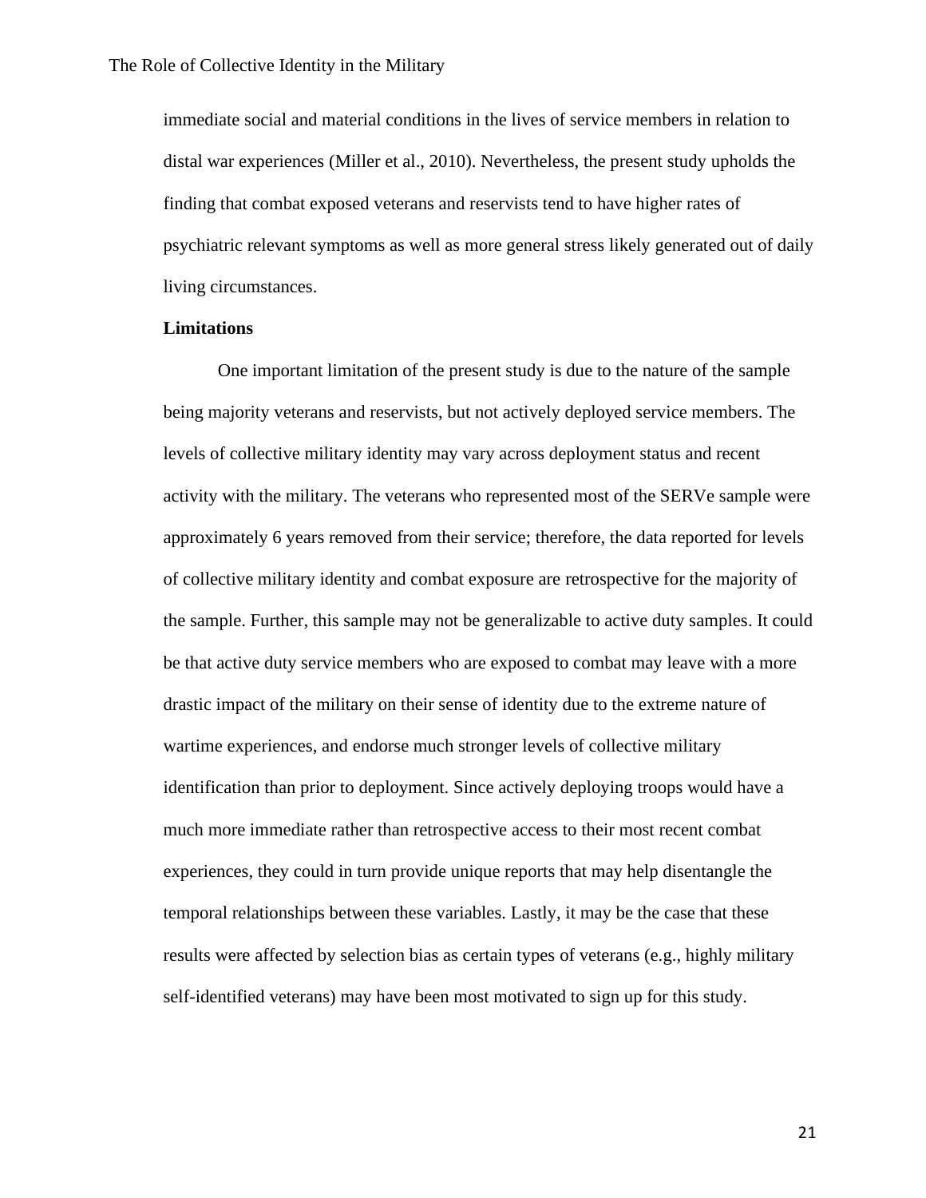immediate social and material conditions in the lives of service members in relation to distal war experiences (Miller et al., 2010). Nevertheless, the present study upholds the finding that combat exposed veterans and reservists tend to have higher rates of psychiatric relevant symptoms as well as more general stress likely generated out of daily living circumstances.

**Limitations**

One important limitation of the present study is due to the nature of the sample being majority veterans and reservists, but not actively deployed service members. The levels of collective military identity may vary across deployment status and recent activity with the military. The veterans who represented most of the SERVe sample were approximately 6 years removed from their service; therefore, the data reported for levels of collective military identity and combat exposure are retrospective for the majority of the sample. Further, this sample may not be generalizable to active duty samples. It could be that active duty service members who are exposed to combat may leave with a more drastic impact of the military on their sense of identity due to the extreme nature of wartime experiences, and endorse much stronger levels of collective military identification than prior to deployment. Since actively deploying troops would have a much more immediate rather than retrospective access to their most recent combat experiences, they could in turn provide unique reports that may help disentangle the temporal relationships between these variables. Lastly, it may be the case that these results were affected by selection bias as certain types of veterans (e.g., highly military self-identified veterans) may have been most motivated to sign up for this study.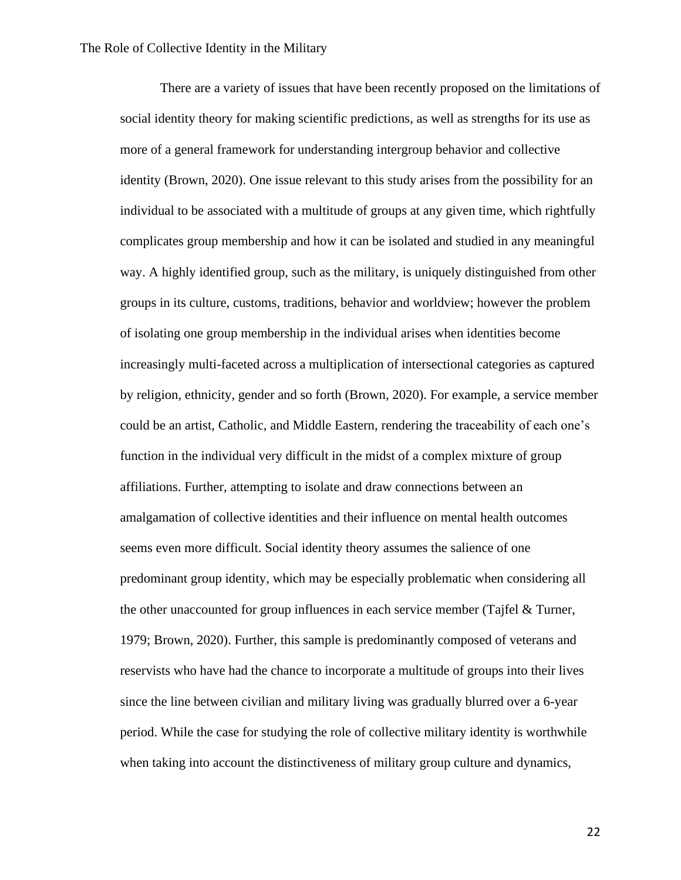There are a variety of issues that have been recently proposed on the limitations of social identity theory for making scientific predictions, as well as strengths for its use as more of a general framework for understanding intergroup behavior and collective identity (Brown, 2020). One issue relevant to this study arises from the possibility for an individual to be associated with a multitude of groups at any given time, which rightfully complicates group membership and how it can be isolated and studied in any meaningful way. A highly identified group, such as the military, is uniquely distinguished from other groups in its culture, customs, traditions, behavior and worldview; however the problem of isolating one group membership in the individual arises when identities become increasingly multi-faceted across a multiplication of intersectional categories as captured by religion, ethnicity, gender and so forth (Brown, 2020). For example, a service member could be an artist, Catholic, and Middle Eastern, rendering the traceability of each one's function in the individual very difficult in the midst of a complex mixture of group affiliations. Further, attempting to isolate and draw connections between an amalgamation of collective identities and their influence on mental health outcomes seems even more difficult. Social identity theory assumes the salience of one predominant group identity, which may be especially problematic when considering all the other unaccounted for group influences in each service member (Tajfel & Turner, 1979; Brown, 2020). Further, this sample is predominantly composed of veterans and reservists who have had the chance to incorporate a multitude of groups into their lives since the line between civilian and military living was gradually blurred over a 6-year period. While the case for studying the role of collective military identity is worthwhile when taking into account the distinctiveness of military group culture and dynamics,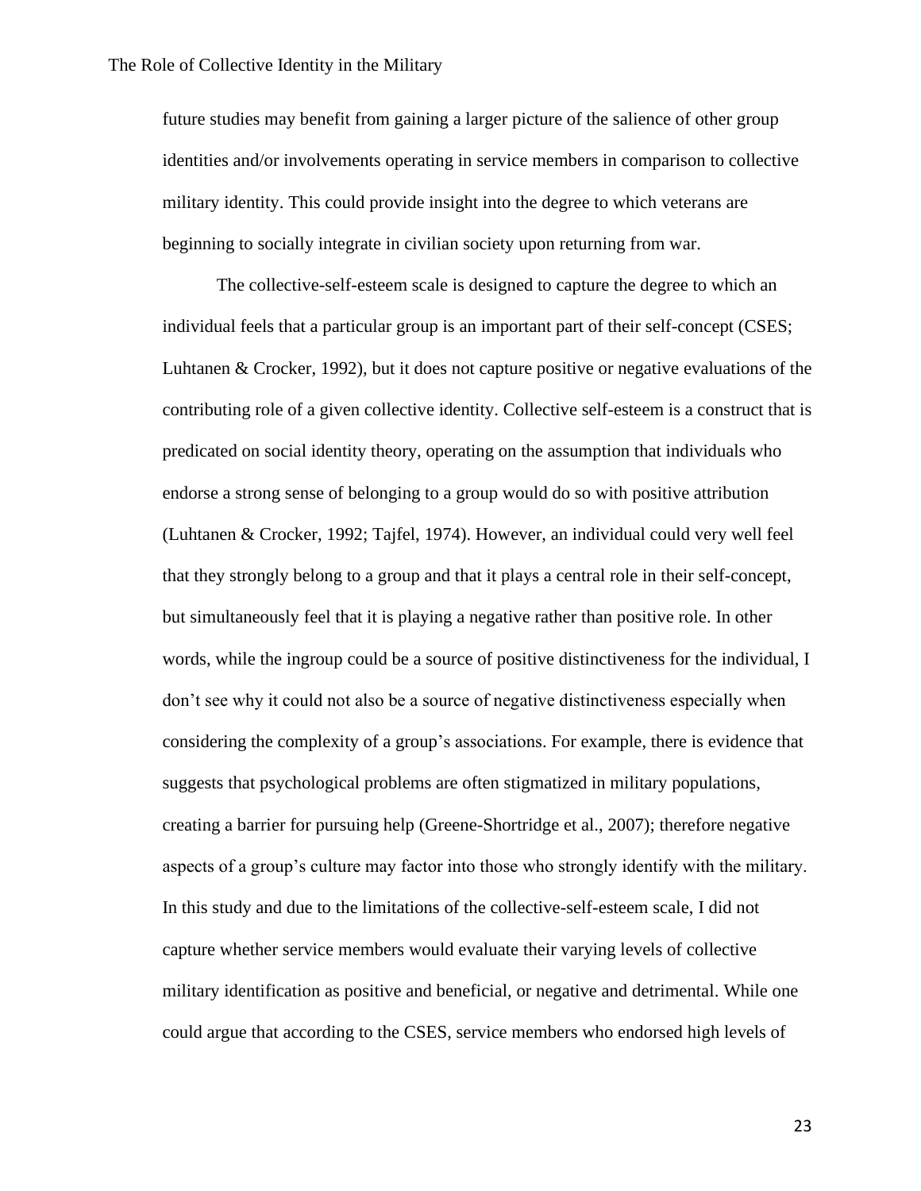future studies may benefit from gaining a larger picture of the salience of other group identities and/or involvements operating in service members in comparison to collective military identity. This could provide insight into the degree to which veterans are beginning to socially integrate in civilian society upon returning from war.

The collective-self-esteem scale is designed to capture the degree to which an individual feels that a particular group is an important part of their self-concept (CSES; Luhtanen & Crocker, 1992), but it does not capture positive or negative evaluations of the contributing role of a given collective identity. Collective self-esteem is a construct that is predicated on social identity theory, operating on the assumption that individuals who endorse a strong sense of belonging to a group would do so with positive attribution (Luhtanen & Crocker, 1992; Tajfel, 1974). However, an individual could very well feel that they strongly belong to a group and that it plays a central role in their self-concept, but simultaneously feel that it is playing a negative rather than positive role. In other words, while the ingroup could be a source of positive distinctiveness for the individual, I don't see why it could not also be a source of negative distinctiveness especially when considering the complexity of a group's associations. For example, there is evidence that suggests that psychological problems are often stigmatized in military populations, creating a barrier for pursuing help (Greene-Shortridge et al., 2007); therefore negative aspects of a group's culture may factor into those who strongly identify with the military. In this study and due to the limitations of the collective-self-esteem scale, I did not capture whether service members would evaluate their varying levels of collective military identification as positive and beneficial, or negative and detrimental. While one could argue that according to the CSES, service members who endorsed high levels of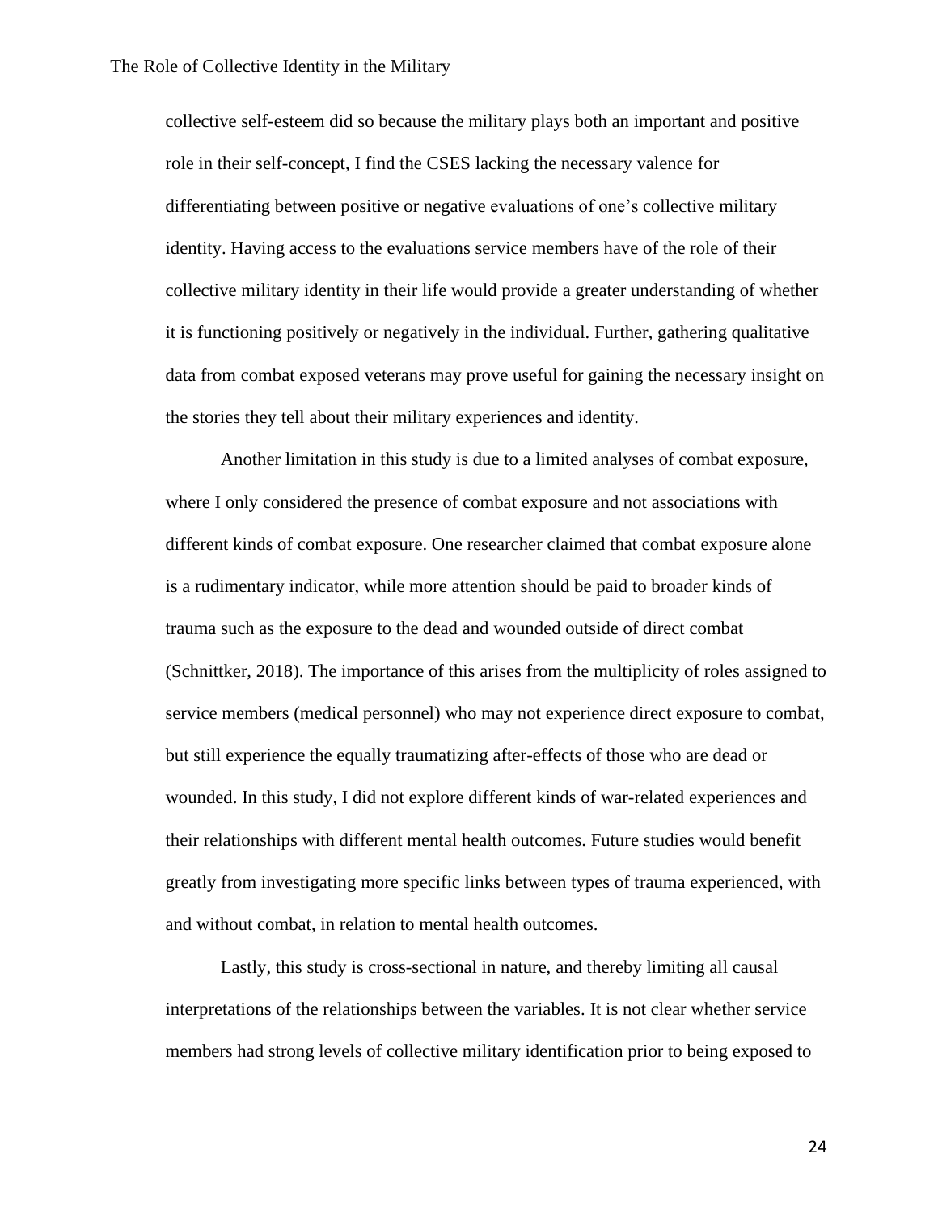collective self-esteem did so because the military plays both an important and positive role in their self-concept, I find the CSES lacking the necessary valence for differentiating between positive or negative evaluations of one's collective military identity. Having access to the evaluations service members have of the role of their collective military identity in their life would provide a greater understanding of whether it is functioning positively or negatively in the individual. Further, gathering qualitative data from combat exposed veterans may prove useful for gaining the necessary insight on the stories they tell about their military experiences and identity.

Another limitation in this study is due to a limited analyses of combat exposure, where I only considered the presence of combat exposure and not associations with different kinds of combat exposure. One researcher claimed that combat exposure alone is a rudimentary indicator, while more attention should be paid to broader kinds of trauma such as the exposure to the dead and wounded outside of direct combat (Schnittker, 2018). The importance of this arises from the multiplicity of roles assigned to service members (medical personnel) who may not experience direct exposure to combat, but still experience the equally traumatizing after-effects of those who are dead or wounded. In this study, I did not explore different kinds of war-related experiences and their relationships with different mental health outcomes. Future studies would benefit greatly from investigating more specific links between types of trauma experienced, with and without combat, in relation to mental health outcomes.

Lastly, this study is cross-sectional in nature, and thereby limiting all causal interpretations of the relationships between the variables. It is not clear whether service members had strong levels of collective military identification prior to being exposed to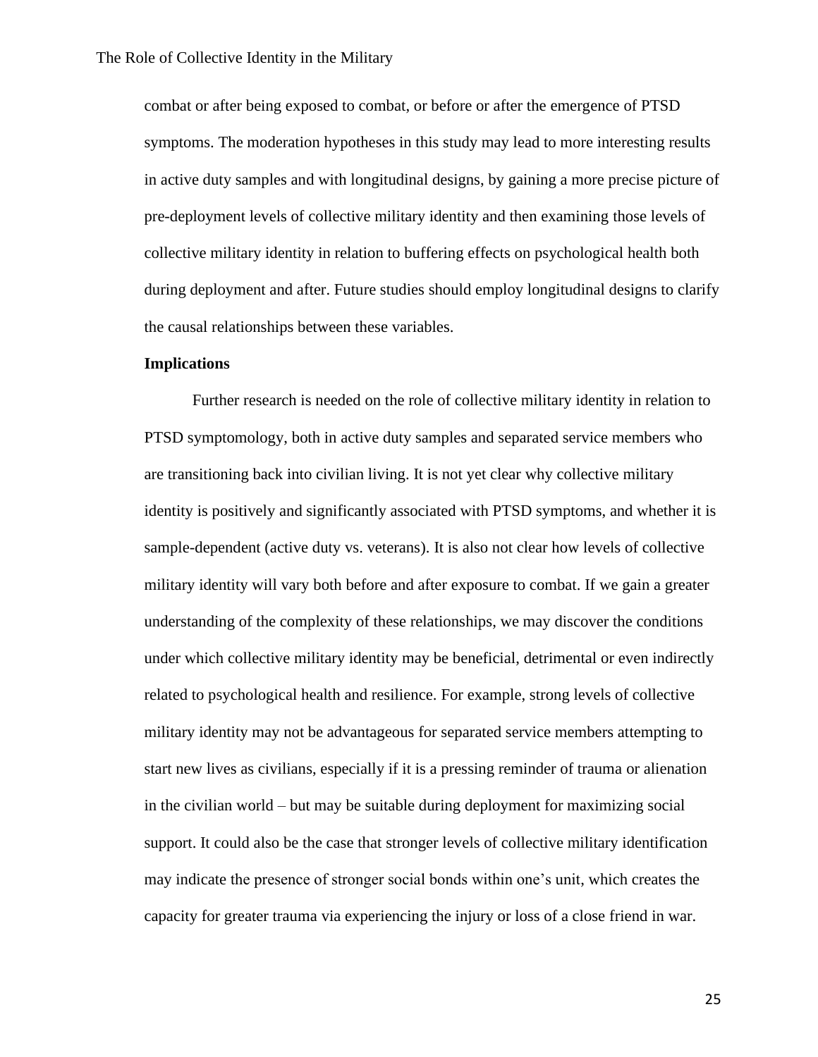combat or after being exposed to combat, or before or after the emergence of PTSD symptoms. The moderation hypotheses in this study may lead to more interesting results in active duty samples and with longitudinal designs, by gaining a more precise picture of pre-deployment levels of collective military identity and then examining those levels of collective military identity in relation to buffering effects on psychological health both during deployment and after. Future studies should employ longitudinal designs to clarify the causal relationships between these variables.

**Implications**

Further research is needed on the role of collective military identity in relation to PTSD symptomology, both in active duty samples and separated service members who are transitioning back into civilian living. It is not yet clear why collective military identity is positively and significantly associated with PTSD symptoms, and whether it is sample-dependent (active duty vs. veterans). It is also not clear how levels of collective military identity will vary both before and after exposure to combat. If we gain a greater understanding of the complexity of these relationships, we may discover the conditions under which collective military identity may be beneficial, detrimental or even indirectly related to psychological health and resilience. For example, strong levels of collective military identity may not be advantageous for separated service members attempting to start new lives as civilians, especially if it is a pressing reminder of trauma or alienation in the civilian world – but may be suitable during deployment for maximizing social support. It could also be the case that stronger levels of collective military identification may indicate the presence of stronger social bonds within one's unit, which creates the capacity for greater trauma via experiencing the injury or loss of a close friend in war.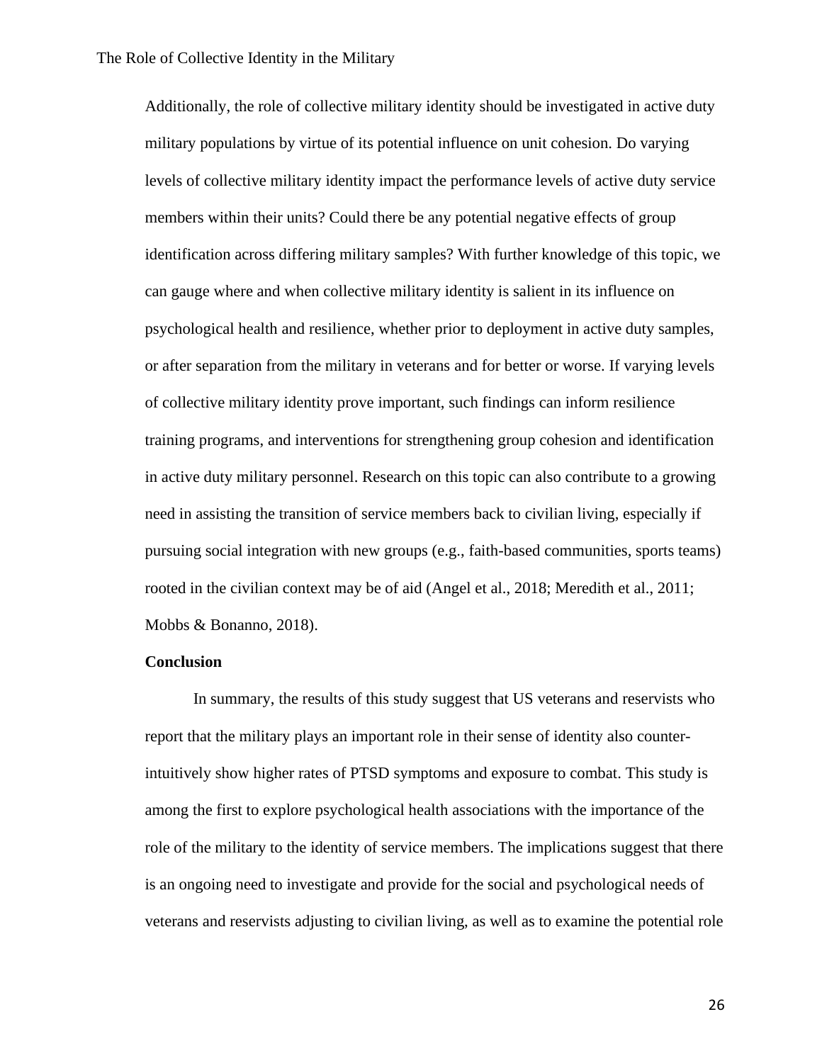Additionally, the role of collective military identity should be investigated in active duty military populations by virtue of its potential influence on unit cohesion. Do varying levels of collective military identity impact the performance levels of active duty service members within their units? Could there be any potential negative effects of group identification across differing military samples? With further knowledge of this topic, we can gauge where and when collective military identity is salient in its influence on psychological health and resilience, whether prior to deployment in active duty samples, or after separation from the military in veterans and for better or worse. If varying levels of collective military identity prove important, such findings can inform resilience training programs, and interventions for strengthening group cohesion and identification in active duty military personnel. Research on this topic can also contribute to a growing need in assisting the transition of service members back to civilian living, especially if pursuing social integration with new groups (e.g., faith-based communities, sports teams) rooted in the civilian context may be of aid (Angel et al., 2018; Meredith et al., 2011; Mobbs & Bonanno, 2018).

**Conclusion**

In summary, the results of this study suggest that US veterans and reservists who report that the military plays an important role in their sense of identity also counter-intuitively show higher rates of PTSD symptoms and exposure to combat. This study is among the first to explore psychological health associations with the importance of the role of the military to the identity of service members. The implications suggest that there is an ongoing need to investigate and provide for the social and psychological needs of veterans and reservists adjusting to civilian living, as well as to examine the potential role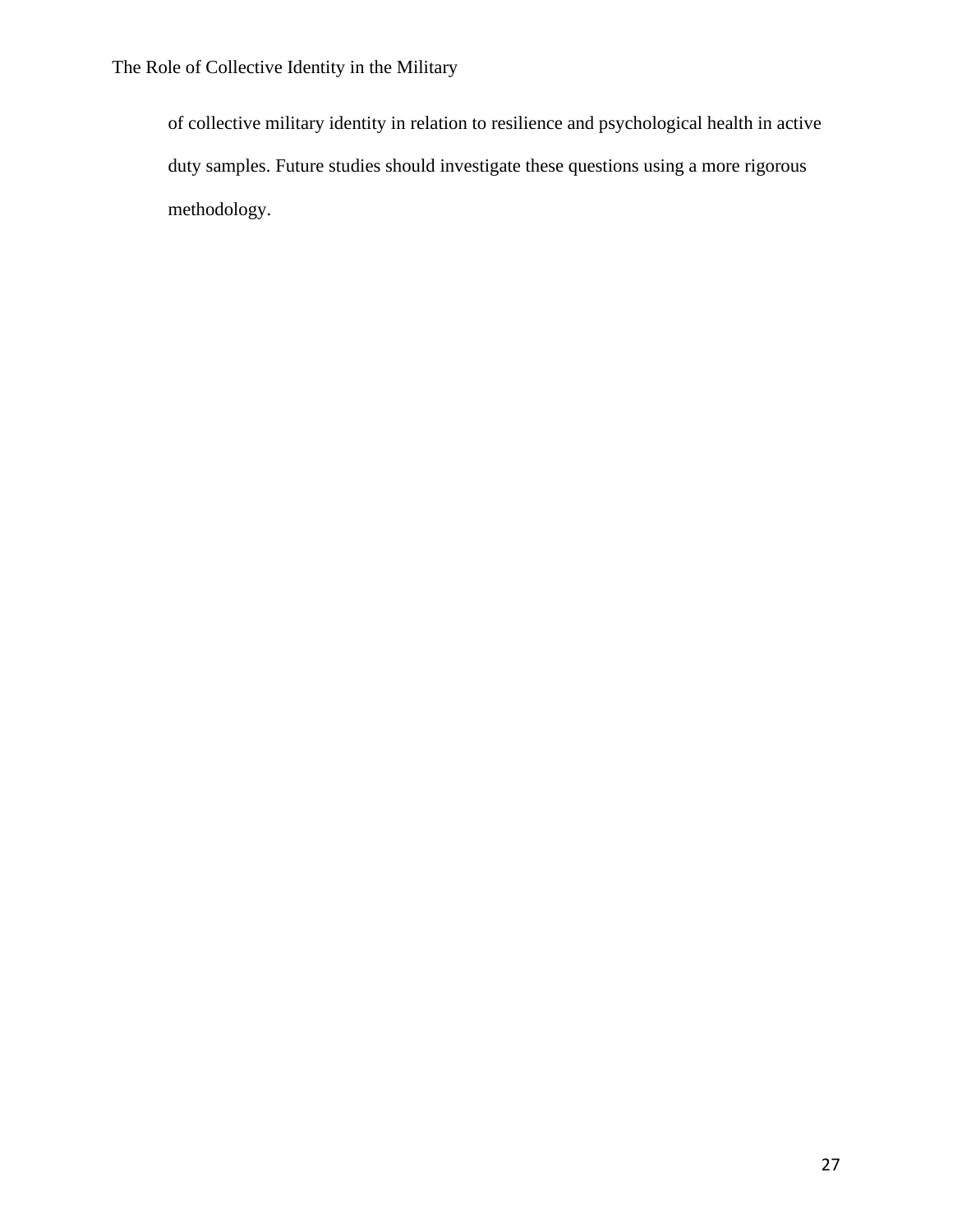of collective military identity in relation to resilience and psychological health in active duty samples. Future studies should investigate these questions using a more rigorous methodology.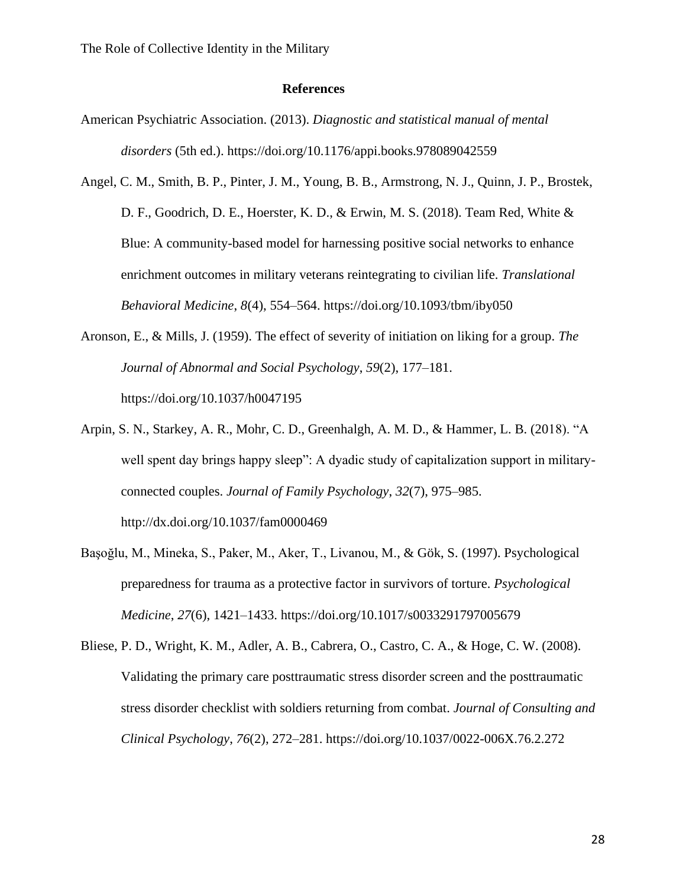## References

American Psychiatric Association. (2013). *Diagnostic and statistical manual of mental disorders* (5th ed.). https://doi.org/10.1176/appi.books.978089042559

Angel, C. M., Smith, B. P., Pinter, J. M., Young, B. B., Armstrong, N. J., Quinn, J. P., Brostek, D. F., Goodrich, D. E., Hoerster, K. D., & Erwin, M. S. (2018). Team Red, White & Blue: A community-based model for harnessing positive social networks to enhance enrichment outcomes in military veterans reintegrating to civilian life. *Translational Behavioral Medicine*, *8*(4), 554–564. https://doi.org/10.1093/tbm/iby050

Aronson, E., & Mills, J. (1959). The effect of severity of initiation on liking for a group. *The Journal of Abnormal and Social Psychology*, *59*(2), 177–181. https://doi.org/10.1037/h0047195

Arpin, S. N., Starkey, A. R., Mohr, C. D., Greenhalgh, A. M. D., & Hammer, L. B. (2018). "A well spent day brings happy sleep": A dyadic study of capitalization support in military-connected couples. *Journal of Family Psychology*, *32*(7), 975–985. http://dx.doi.org/10.1037/fam0000469

Başoğlu, M., Mineka, S., Paker, M., Aker, T., Livanou, M., & Gök, S. (1997). Psychological preparedness for trauma as a protective factor in survivors of torture. *Psychological Medicine*, *27*(6), 1421–1433. https://doi.org/10.1017/s0033291797005679

Bliese, P. D., Wright, K. M., Adler, A. B., Cabrera, O., Castro, C. A., & Hoge, C. W. (2008). Validating the primary care posttraumatic stress disorder screen and the posttraumatic stress disorder checklist with soldiers returning from combat. *Journal of Consulting and Clinical Psychology*, *76*(2), 272–281. https://doi.org/10.1037/0022-006X.76.2.272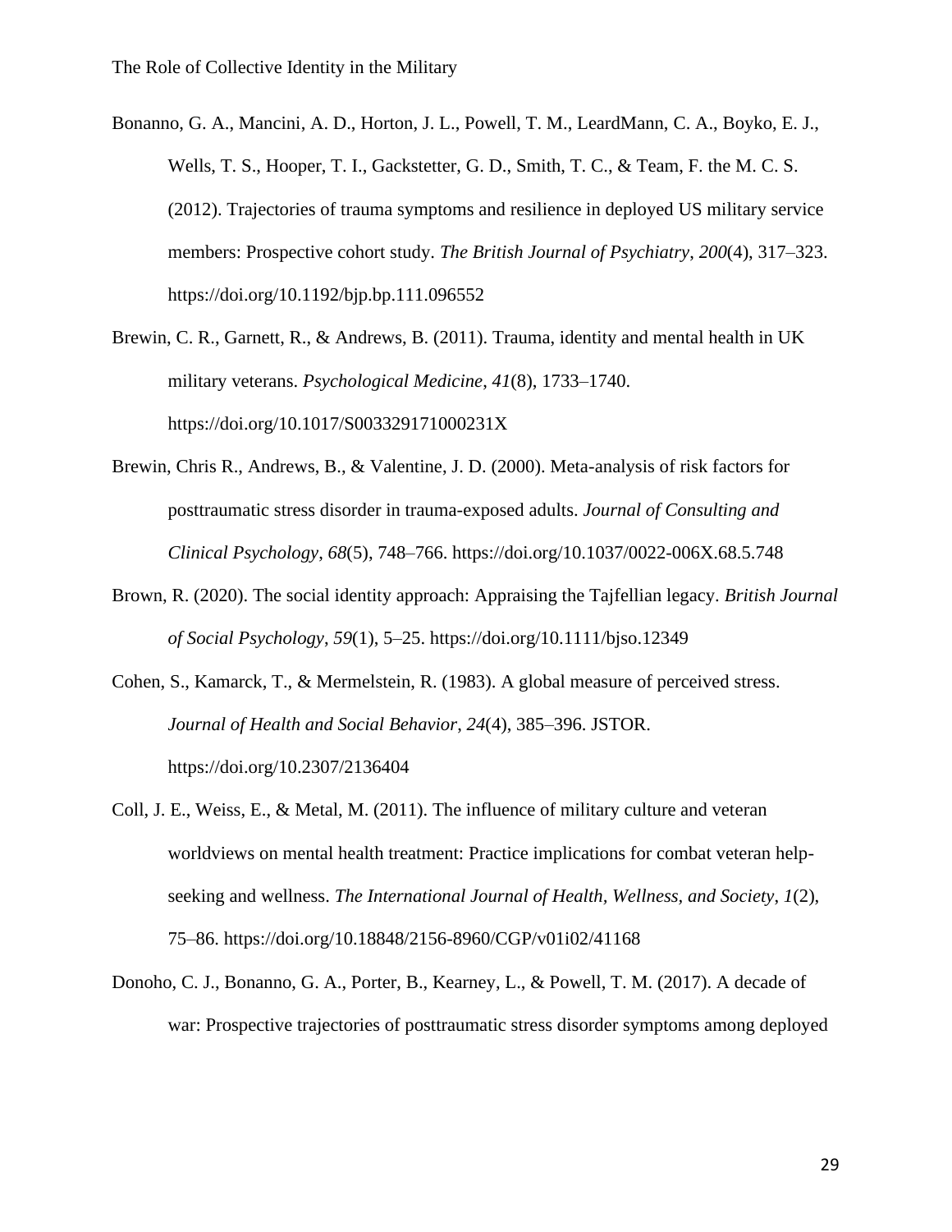Bonanno, G. A., Mancini, A. D., Horton, J. L., Powell, T. M., LeardMann, C. A., Boyko, E. J., Wells, T. S., Hooper, T. I., Gackstetter, G. D., Smith, T. C., & Team, F. the M. C. S. (2012). Trajectories of trauma symptoms and resilience in deployed US military service members: Prospective cohort study. *The British Journal of Psychiatry*, *200*(4), 317–323. https://doi.org/10.1192/bjp.bp.111.096552

Brewin, C. R., Garnett, R., & Andrews, B. (2011). Trauma, identity and mental health in UK military veterans. *Psychological Medicine*, *41*(8), 1733–1740. https://doi.org/10.1017/S003329171000231X

Brewin, Chris R., Andrews, B., & Valentine, J. D. (2000). Meta-analysis of risk factors for posttraumatic stress disorder in trauma-exposed adults. *Journal of Consulting and Clinical Psychology*, *68*(5), 748–766. https://doi.org/10.1037/0022-006X.68.5.748

Brown, R. (2020). The social identity approach: Appraising the Tajfellian legacy. *British Journal of Social Psychology*, *59*(1), 5–25. https://doi.org/10.1111/bjso.12349

Cohen, S., Kamarck, T., & Mermelstein, R. (1983). A global measure of perceived stress. *Journal of Health and Social Behavior*, *24*(4), 385–396. JSTOR. https://doi.org/10.2307/2136404

Coll, J. E., Weiss, E., & Metal, M. (2011). The influence of military culture and veteran worldviews on mental health treatment: Practice implications for combat veteran help-seeking and wellness. *The International Journal of Health, Wellness, and Society*, *1*(2), 75–86. https://doi.org/10.18848/2156-8960/CGP/v01i02/41168

Donoho, C. J., Bonanno, G. A., Porter, B., Kearney, L., & Powell, T. M. (2017). A decade of war: Prospective trajectories of posttraumatic stress disorder symptoms among deployed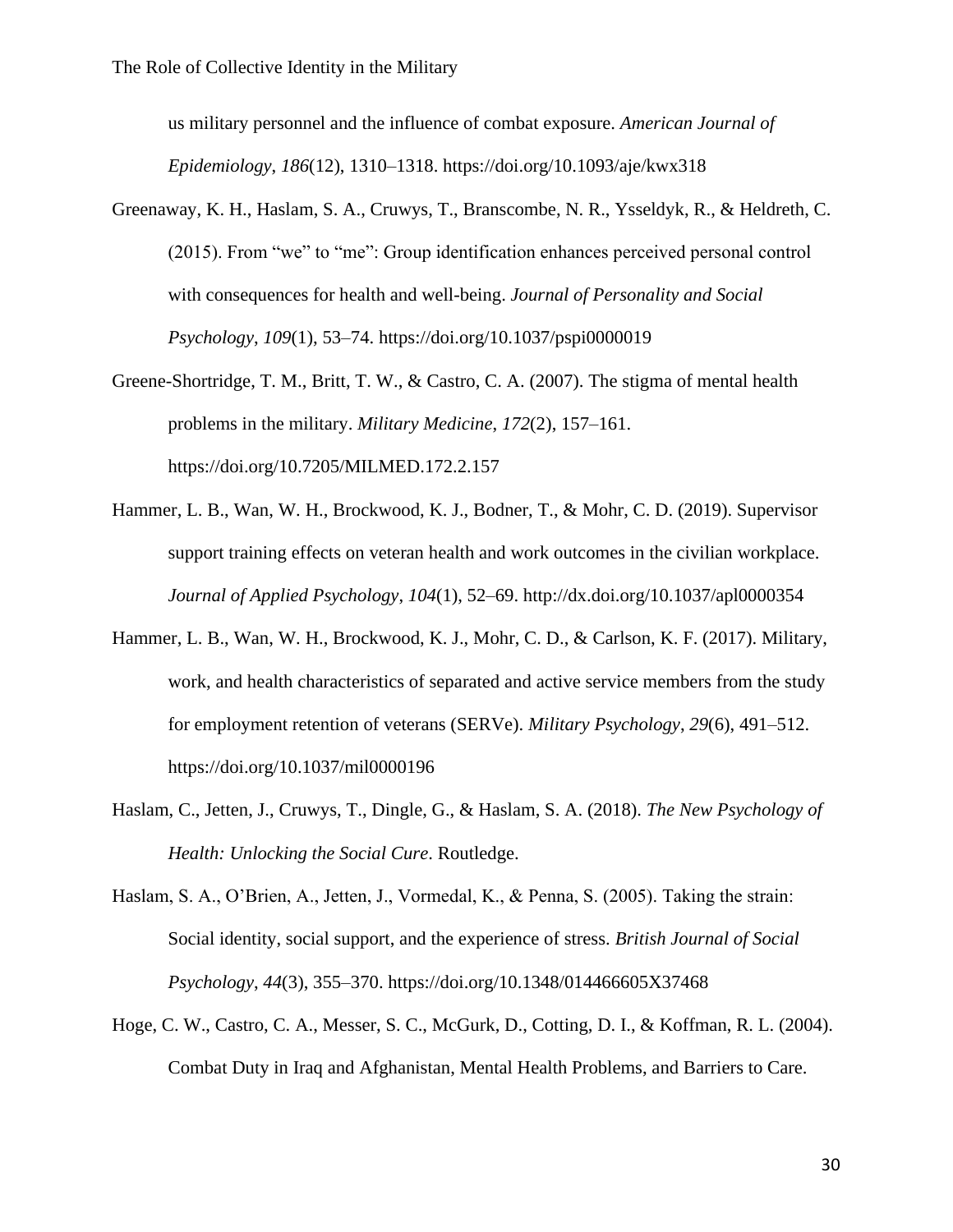us military personnel and the influence of combat exposure. *American Journal of Epidemiology*, *186*(12), 1310–1318. https://doi.org/10.1093/aje/kwx318

Greenaway, K. H., Haslam, S. A., Cruwys, T., Branscombe, N. R., Ysseldyk, R., & Heldreth, C. (2015). From "we" to "me": Group identification enhances perceived personal control with consequences for health and well-being. *Journal of Personality and Social Psychology*, *109*(1), 53–74. https://doi.org/10.1037/pspi0000019

Greene-Shortridge, T. M., Britt, T. W., & Castro, C. A. (2007). The stigma of mental health problems in the military. *Military Medicine*, *172*(2), 157–161. https://doi.org/10.7205/MILMED.172.2.157

Hammer, L. B., Wan, W. H., Brockwood, K. J., Bodner, T., & Mohr, C. D. (2019). Supervisor support training effects on veteran health and work outcomes in the civilian workplace. *Journal of Applied Psychology*, *104*(1), 52–69. http://dx.doi.org/10.1037/apl0000354

Hammer, L. B., Wan, W. H., Brockwood, K. J., Mohr, C. D., & Carlson, K. F. (2017). Military, work, and health characteristics of separated and active service members from the study for employment retention of veterans (SERVe). *Military Psychology*, *29*(6), 491–512. https://doi.org/10.1037/mil0000196

Haslam, C., Jetten, J., Cruwys, T., Dingle, G., & Haslam, S. A. (2018). *The New Psychology of Health: Unlocking the Social Cure*. Routledge.

Haslam, S. A., O'Brien, A., Jetten, J., Vormedal, K., & Penna, S. (2005). Taking the strain: Social identity, social support, and the experience of stress. *British Journal of Social Psychology*, *44*(3), 355–370. https://doi.org/10.1348/014466605X37468

Hoge, C. W., Castro, C. A., Messer, S. C., McGurk, D., Cotting, D. I., & Koffman, R. L. (2004). Combat Duty in Iraq and Afghanistan, Mental Health Problems, and Barriers to Care.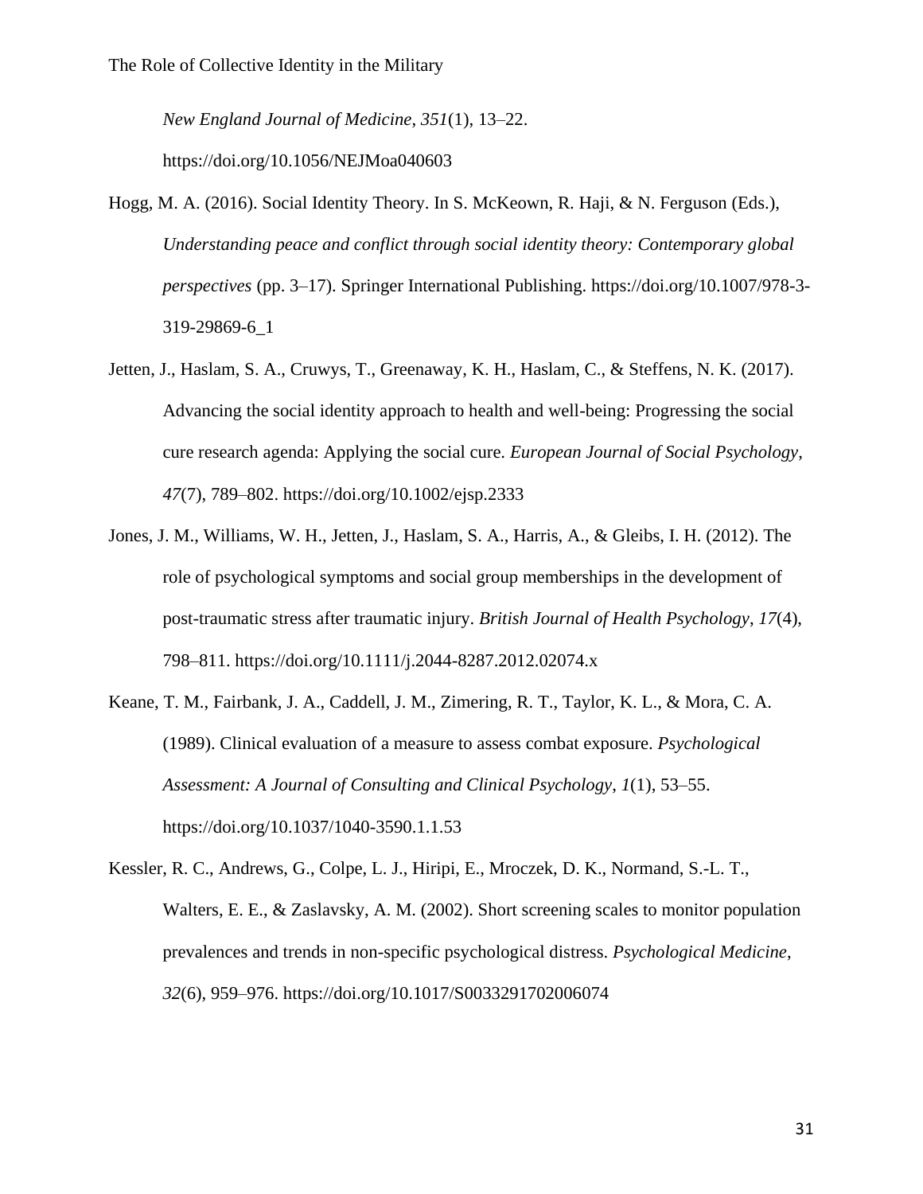*New England Journal of Medicine*, *351*(1), 13–22. https://doi.org/10.1056/NEJMoa040603

Hogg, M. A. (2016). Social Identity Theory. In S. McKeown, R. Haji, & N. Ferguson (Eds.), *Understanding peace and conflict through social identity theory: Contemporary global perspectives* (pp. 3–17). Springer International Publishing. https://doi.org/10.1007/978-3-319-29869-6_1

Jetten, J., Haslam, S. A., Cruwys, T., Greenaway, K. H., Haslam, C., & Steffens, N. K. (2017). Advancing the social identity approach to health and well-being: Progressing the social cure research agenda: Applying the social cure. *European Journal of Social Psychology*, *47*(7), 789–802. https://doi.org/10.1002/ejsp.2333

Jones, J. M., Williams, W. H., Jetten, J., Haslam, S. A., Harris, A., & Gleibs, I. H. (2012). The role of psychological symptoms and social group memberships in the development of post-traumatic stress after traumatic injury. *British Journal of Health Psychology*, *17*(4), 798–811. https://doi.org/10.1111/j.2044-8287.2012.02074.x

Keane, T. M., Fairbank, J. A., Caddell, J. M., Zimering, R. T., Taylor, K. L., & Mora, C. A. (1989). Clinical evaluation of a measure to assess combat exposure. *Psychological Assessment: A Journal of Consulting and Clinical Psychology*, *1*(1), 53–55. https://doi.org/10.1037/1040-3590.1.1.53

Kessler, R. C., Andrews, G., Colpe, L. J., Hiripi, E., Mroczek, D. K., Normand, S.-L. T., Walters, E. E., & Zaslavsky, A. M. (2002). Short screening scales to monitor population prevalences and trends in non-specific psychological distress. *Psychological Medicine*, *32*(6), 959–976. https://doi.org/10.1017/S0033291702006074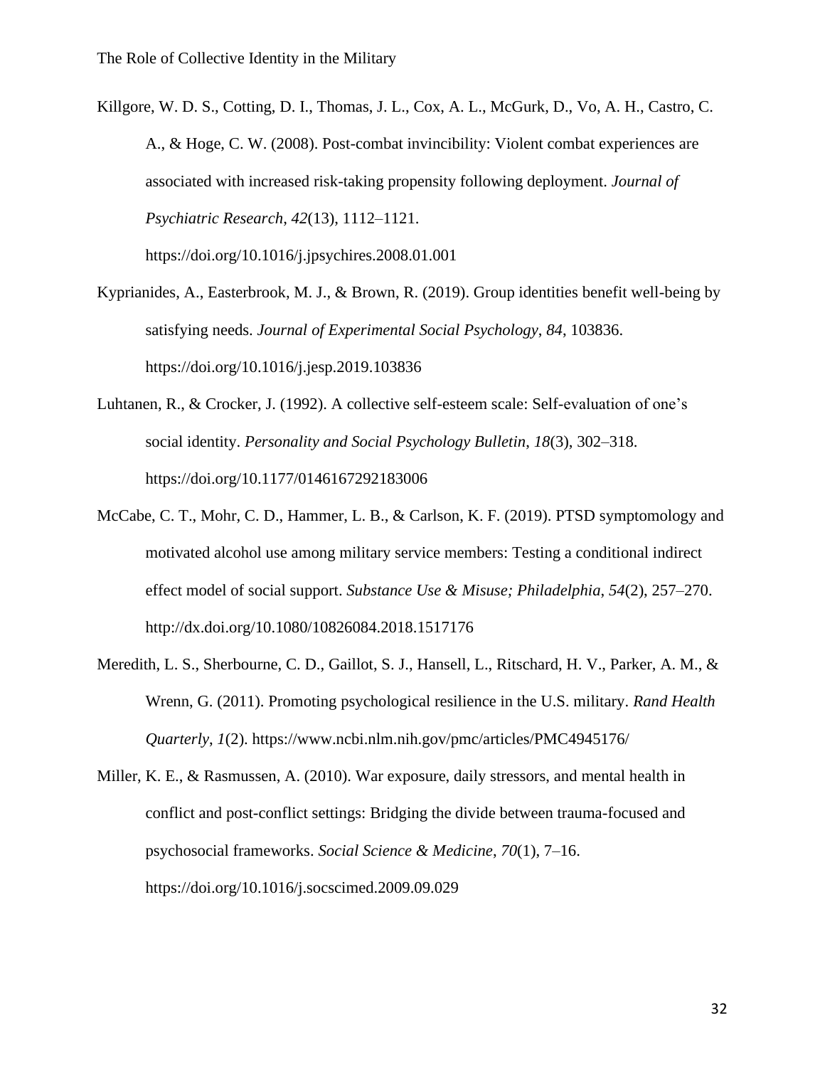Killgore, W. D. S., Cotting, D. I., Thomas, J. L., Cox, A. L., McGurk, D., Vo, A. H., Castro, C. A., & Hoge, C. W. (2008). Post-combat invincibility: Violent combat experiences are associated with increased risk-taking propensity following deployment. *Journal of Psychiatric Research*, *42*(13), 1112–1121. https://doi.org/10.1016/j.jpsychires.2008.01.001

Kyprianides, A., Easterbrook, M. J., & Brown, R. (2019). Group identities benefit well-being by satisfying needs. *Journal of Experimental Social Psychology*, *84*, 103836. https://doi.org/10.1016/j.jesp.2019.103836

Luhtanen, R., & Crocker, J. (1992). A collective self-esteem scale: Self-evaluation of one's social identity. *Personality and Social Psychology Bulletin*, *18*(3), 302–318. https://doi.org/10.1177/0146167292183006

McCabe, C. T., Mohr, C. D., Hammer, L. B., & Carlson, K. F. (2019). PTSD symptomology and motivated alcohol use among military service members: Testing a conditional indirect effect model of social support. *Substance Use & Misuse; Philadelphia*, *54*(2), 257–270. http://dx.doi.org/10.1080/10826084.2018.1517176

Meredith, L. S., Sherbourne, C. D., Gaillot, S. J., Hansell, L., Ritschard, H. V., Parker, A. M., & Wrenn, G. (2011). Promoting psychological resilience in the U.S. military. *Rand Health Quarterly*, *1*(2). https://www.ncbi.nlm.nih.gov/pmc/articles/PMC4945176/

Miller, K. E., & Rasmussen, A. (2010). War exposure, daily stressors, and mental health in conflict and post-conflict settings: Bridging the divide between trauma-focused and psychosocial frameworks. *Social Science & Medicine*, *70*(1), 7–16. https://doi.org/10.1016/j.socscimed.2009.09.029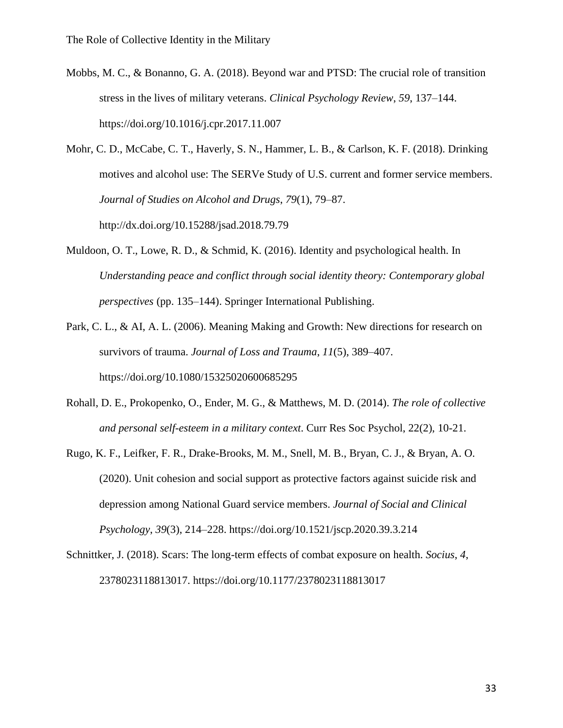Mobbs, M. C., & Bonanno, G. A. (2018). Beyond war and PTSD: The crucial role of transition stress in the lives of military veterans. *Clinical Psychology Review*, *59*, 137–144. https://doi.org/10.1016/j.cpr.2017.11.007

Mohr, C. D., McCabe, C. T., Haverly, S. N., Hammer, L. B., & Carlson, K. F. (2018). Drinking motives and alcohol use: The SERVe Study of U.S. current and former service members. *Journal of Studies on Alcohol and Drugs*, *79*(1), 79–87. http://dx.doi.org/10.15288/jsad.2018.79.79

Muldoon, O. T., Lowe, R. D., & Schmid, K. (2016). Identity and psychological health. In *Understanding peace and conflict through social identity theory: Contemporary global perspectives* (pp. 135–144). Springer International Publishing.

Park, C. L., & AI, A. L. (2006). Meaning Making and Growth: New directions for research on survivors of trauma. *Journal of Loss and Trauma*, *11*(5), 389–407. https://doi.org/10.1080/15325020600685295

Rohall, D. E., Prokopenko, O., Ender, M. G., & Matthews, M. D. (2014). *The role of collective and personal self-esteem in a military context*. Curr Res Soc Psychol, 22(2), 10-21.

Rugo, K. F., Leifker, F. R., Drake-Brooks, M. M., Snell, M. B., Bryan, C. J., & Bryan, A. O. (2020). Unit cohesion and social support as protective factors against suicide risk and depression among National Guard service members. *Journal of Social and Clinical Psychology*, *39*(3), 214–228. https://doi.org/10.1521/jscp.2020.39.3.214

Schnittker, J. (2018). Scars: The long-term effects of combat exposure on health. *Socius*, *4*, 2378023118813017. https://doi.org/10.1177/2378023118813017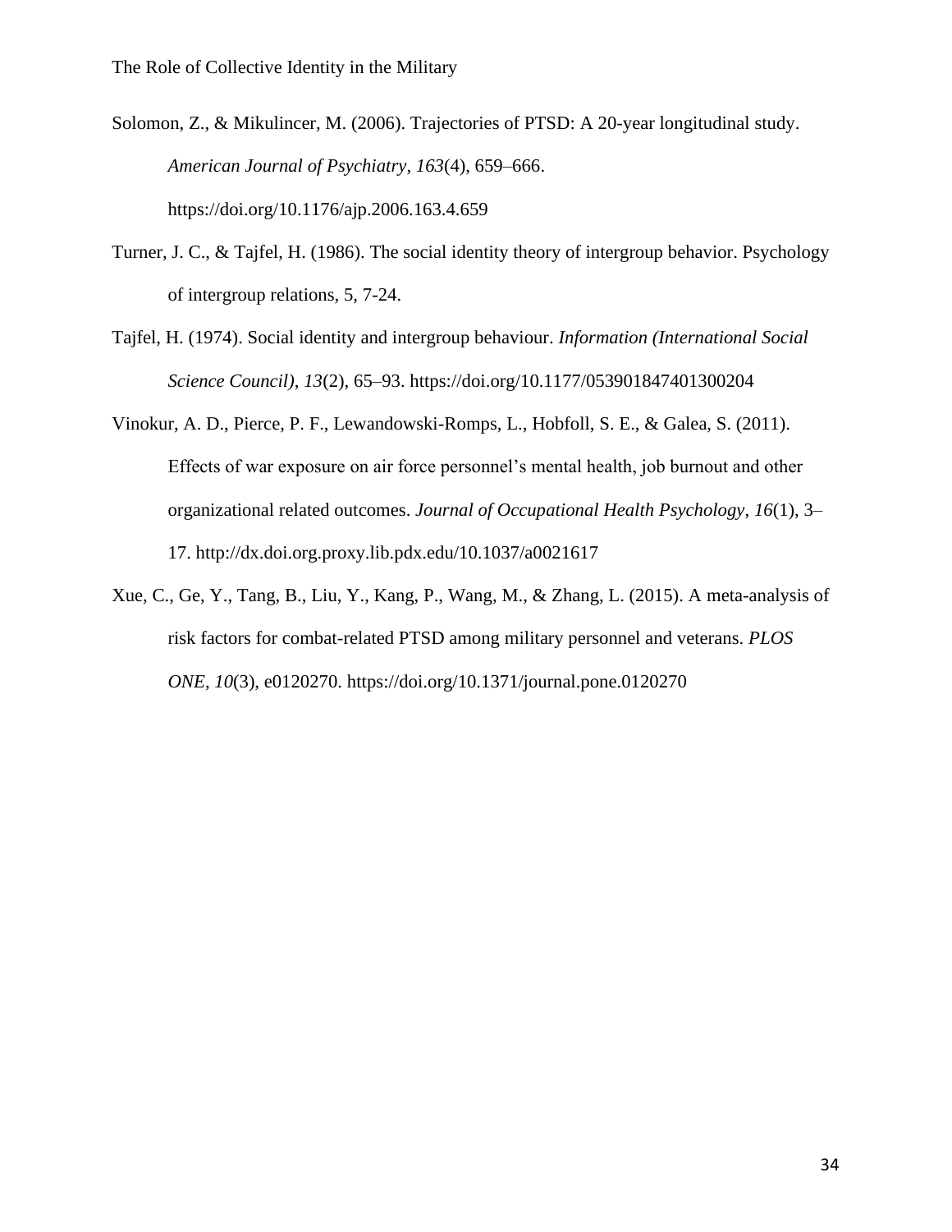Solomon, Z., & Mikulincer, M. (2006). Trajectories of PTSD: A 20-year longitudinal study. *American Journal of Psychiatry*, *163*(4), 659–666. https://doi.org/10.1176/ajp.2006.163.4.659

Turner, J. C., & Tajfel, H. (1986). The social identity theory of intergroup behavior. Psychology of intergroup relations, 5, 7-24.

Tajfel, H. (1974). Social identity and intergroup behaviour. *Information (International Social Science Council)*, *13*(2), 65–93. https://doi.org/10.1177/053901847401300204

Vinokur, A. D., Pierce, P. F., Lewandowski-Romps, L., Hobfoll, S. E., & Galea, S. (2011). Effects of war exposure on air force personnel's mental health, job burnout and other organizational related outcomes. *Journal of Occupational Health Psychology*, *16*(1), 3–17. http://dx.doi.org.proxy.lib.pdx.edu/10.1037/a0021617

Xue, C., Ge, Y., Tang, B., Liu, Y., Kang, P., Wang, M., & Zhang, L. (2015). A meta-analysis of risk factors for combat-related PTSD among military personnel and veterans. *PLOS ONE*, *10*(3), e0120270. https://doi.org/10.1371/journal.pone.0120270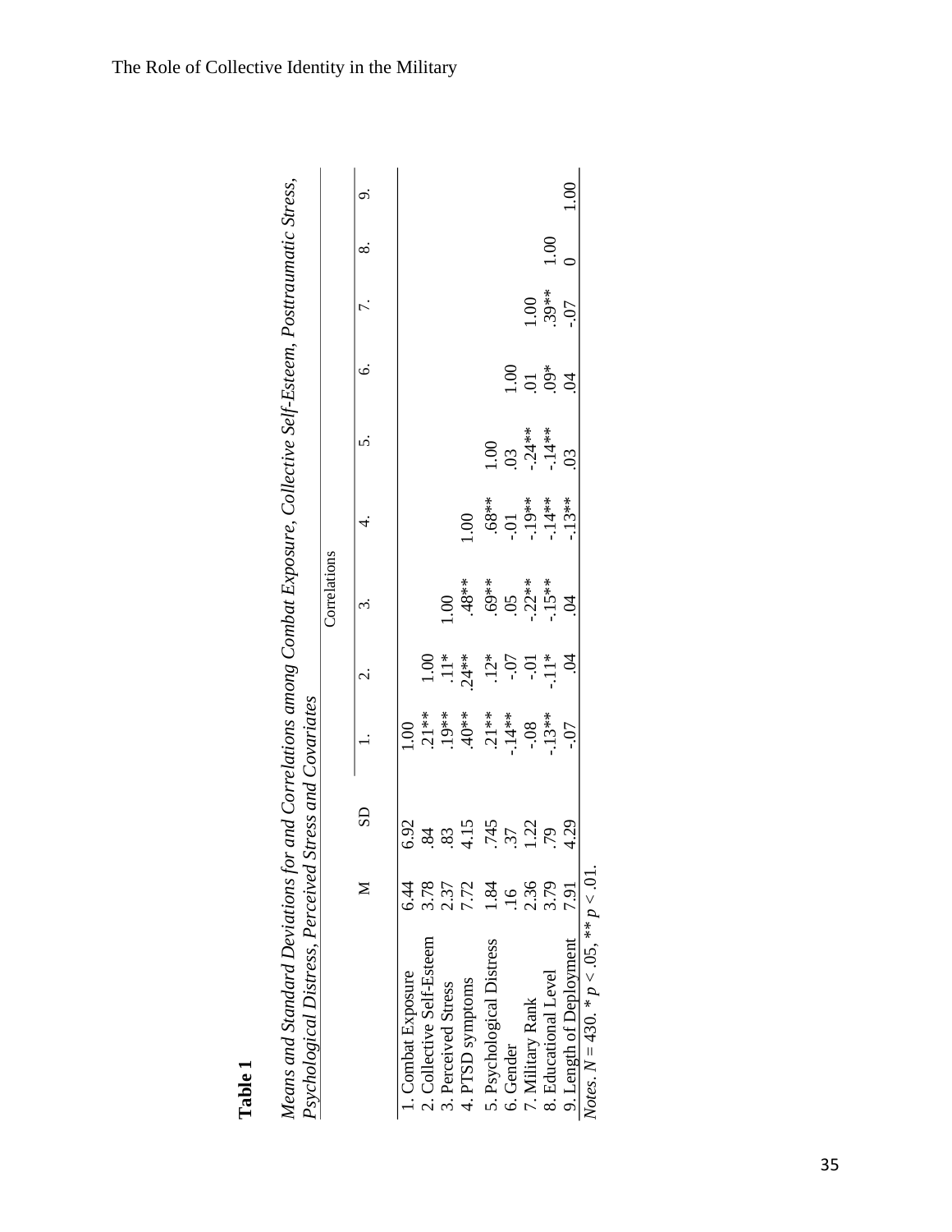**Table 1**

*Means and Standard Deviations for and Correlations among Combat Exposure, Collective Self-Esteem, Posttraumatic Stress, Psychological Distress, Perceived Stress and Covariates*

| | M | SD | Correlations | | | | | | | | |
|---|---|---|---|---|---|---|---|---|---|---|---|
| | | | 1. | 2. | 3. | 4. | 5. | 6. | 7. | 8. | 9. |
| 1. Combat Exposure | 6.44 | 6.92 | 1.00 | | | | | | | | |
| 2. Collective Self-Esteem | 3.78 | .84 | .21** | 1.00 | | | | | | | |
| 3. Perceived Stress | 2.37 | .83 | .19** | .11* | 1.00 | | | | | | |
| 4. PTSD symptoms | 7.72 | 4.15 | .40** | .24** | .48** | 1.00 | | | | | |
| 5. Psychological Distress | 1.84 | .745 | .21** | .12* | .69** | .68** | 1.00 | | | | |
| 6. Gender | .16 | .37 | -.14** | -.07 | .05 | -.01 | .03 | 1.00 | | | |
| 7. Military Rank | 2.36 | 1.22 | -.08 | -.01 | -.22** | -.19** | -.24** | .01 | 1.00 | | |
| 8. Educational Level | 3.79 | .79 | -.13** | -.11* | -.15** | -.14** | -.14** | .09* | .39** | 1.00 | |
| 9. Length of Deployment | 7.91 | 4.29 | -.07 | .04 | .04 | -.13** | .03 | .04 | -.07 | 0 | 1.00 |

*Notes*. $N = 430$. * $p < .05$, ** $p < .01$.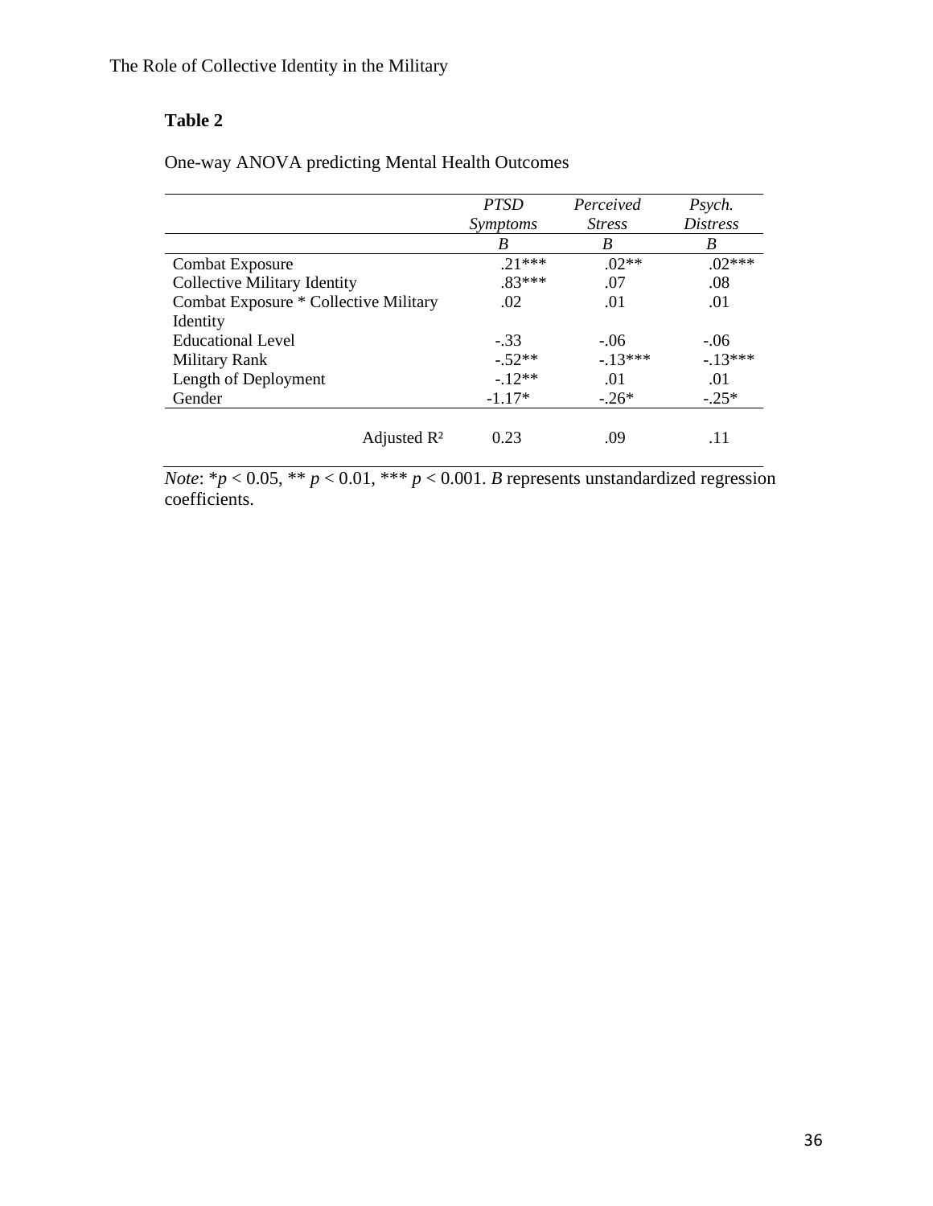**Table 2**

One-way ANOVA predicting Mental Health Outcomes

| | *PTSD Symptoms* | *Perceived Stress* | *Psych. Distress* |
|---|---|---|---|
| | *B* | *B* | *B* |
| Combat Exposure | .21*** | .02** | .02*** |
| Collective Military Identity | .83*** | .07 | .08 |
| Combat Exposure * Collective Military Identity | .02 | .01 | .01 |
| Educational Level | -.33 | -.06 | -.06 |
| Military Rank | -.52** | -.13*** | -.13*** |
| Length of Deployment | -.12** | .01 | .01 |
| Gender | -1.17* | -.26* | -.25* |
| Adjusted $R^2$ | 0.23 | .09 | .11 |

*Note*: *$p < 0.05$, ** $p < 0.01$, *** $p < 0.001$. *B* represents unstandardized regression coefficients.